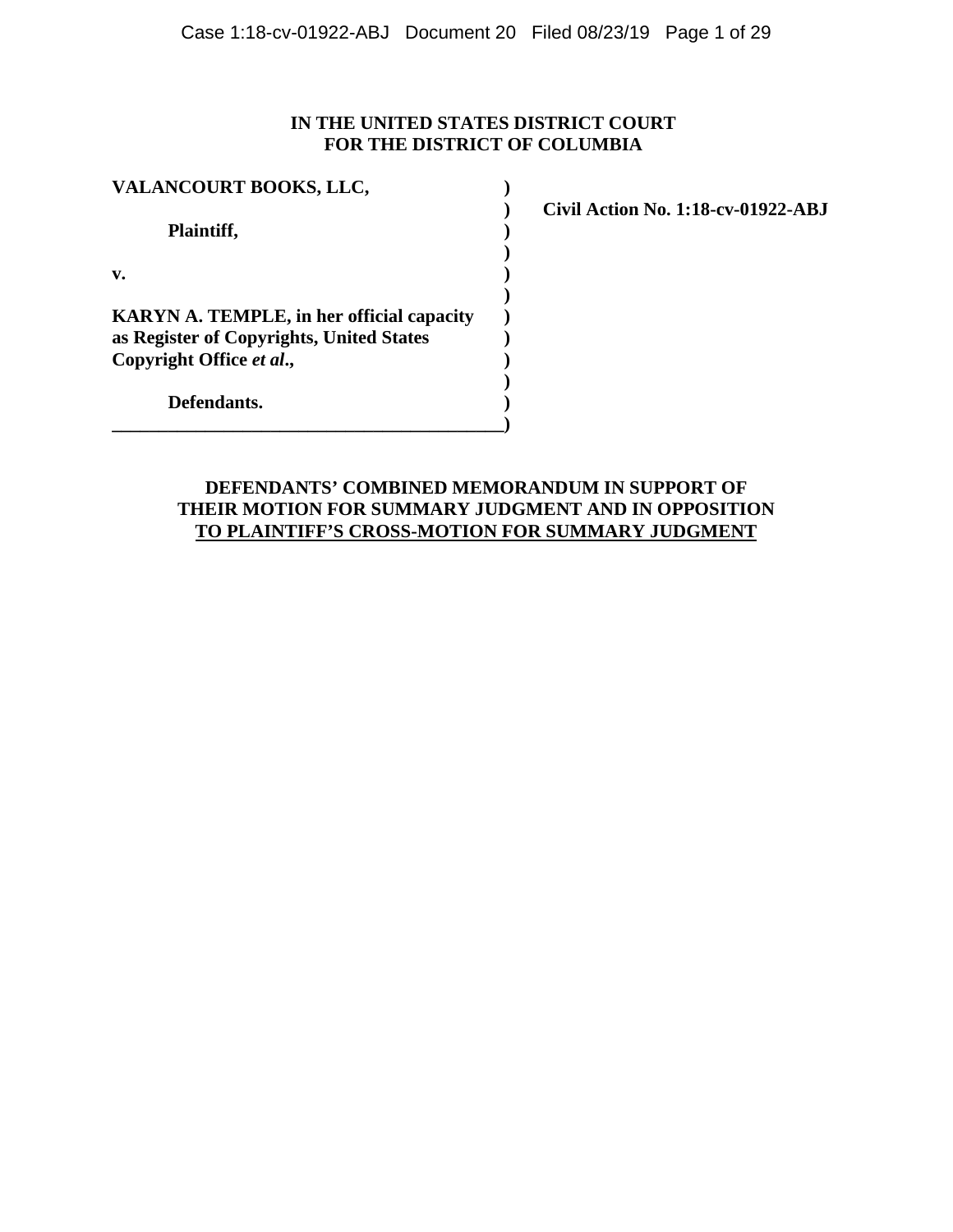**IN THE UNITED STATES DISTRICT COURT**
**FOR THE DISTRICT OF COLUMBIA**

| | | |
|---|---|---|
| **VALANCOURT BOOKS, LLC,** | ) | |
| | ) | **Civil Action No. 1:18-cv-01922-ABJ** |
| **Plaintiff,** | ) | |
| | ) | |
| **v.** | ) | |
| | ) | |
| **KARYN A. TEMPLE, in her official capacity as Register of Copyrights, United States Copyright Office *et al*.,** | ) | |
| | ) | |
| **Defendants.** | ) | |

**DEFENDANTS' COMBINED MEMORANDUM IN SUPPORT OF THEIR MOTION FOR SUMMARY JUDGMENT AND IN OPPOSITION TO PLAINTIFF'S CROSS-MOTION FOR SUMMARY JUDGMENT**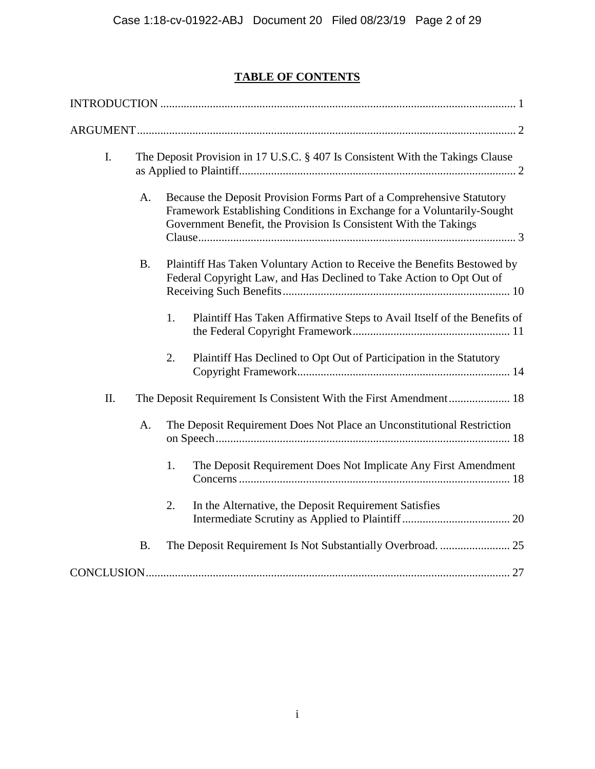# TABLE OF CONTENTS

INTRODUCTION ..... 1

ARGUMENT ..... 2

I. The Deposit Provision in 17 U.S.C. § 407 Is Consistent With the Takings Clause as Applied to Plaintiff ..... 2

   A. Because the Deposit Provision Forms Part of a Comprehensive Statutory Framework Establishing Conditions in Exchange for a Voluntarily-Sought Government Benefit, the Provision Is Consistent With the Takings Clause ..... 3

   B. Plaintiff Has Taken Voluntary Action to Receive the Benefits Bestowed by Federal Copyright Law, and Has Declined to Take Action to Opt Out of Receiving Such Benefits ..... 10

      1. Plaintiff Has Taken Affirmative Steps to Avail Itself of the Benefits of the Federal Copyright Framework ..... 11

      2. Plaintiff Has Declined to Opt Out of Participation in the Statutory Copyright Framework ..... 14

II. The Deposit Requirement Is Consistent With the First Amendment ..... 18

   A. The Deposit Requirement Does Not Place an Unconstitutional Restriction on Speech ..... 18

      1. The Deposit Requirement Does Not Implicate Any First Amendment Concerns ..... 18

      2. In the Alternative, the Deposit Requirement Satisfies Intermediate Scrutiny as Applied to Plaintiff ..... 20

   B. The Deposit Requirement Is Not Substantially Overbroad. ..... 25

CONCLUSION ..... 27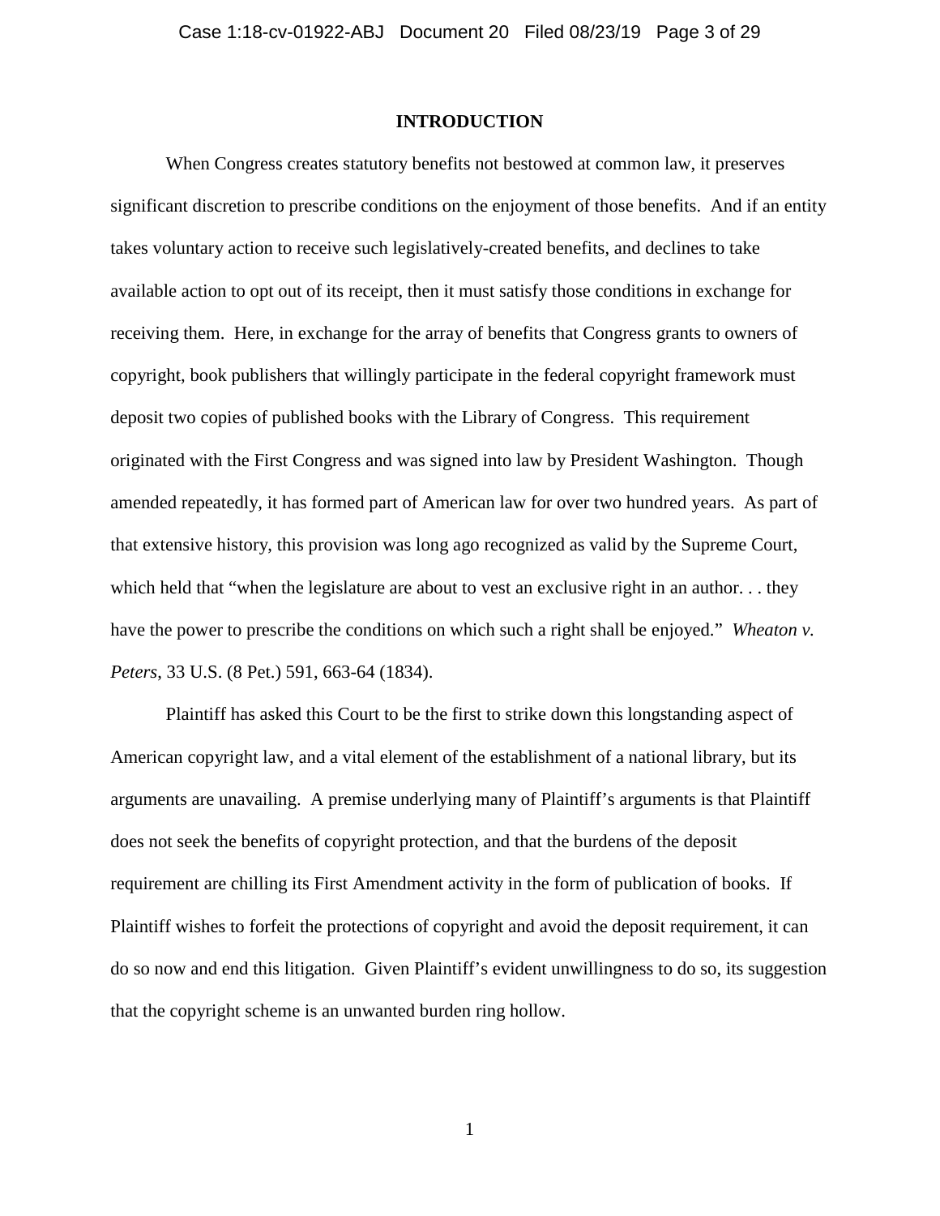# INTRODUCTION

When Congress creates statutory benefits not bestowed at common law, it preserves significant discretion to prescribe conditions on the enjoyment of those benefits. And if an entity takes voluntary action to receive such legislatively-created benefits, and declines to take available action to opt out of its receipt, then it must satisfy those conditions in exchange for receiving them. Here, in exchange for the array of benefits that Congress grants to owners of copyright, book publishers that willingly participate in the federal copyright framework must deposit two copies of published books with the Library of Congress. This requirement originated with the First Congress and was signed into law by President Washington. Though amended repeatedly, it has formed part of American law for over two hundred years. As part of that extensive history, this provision was long ago recognized as valid by the Supreme Court, which held that "when the legislature are about to vest an exclusive right in an author. . . they have the power to prescribe the conditions on which such a right shall be enjoyed." *Wheaton v. Peters*, 33 U.S. (8 Pet.) 591, 663-64 (1834).

Plaintiff has asked this Court to be the first to strike down this longstanding aspect of American copyright law, and a vital element of the establishment of a national library, but its arguments are unavailing. A premise underlying many of Plaintiff's arguments is that Plaintiff does not seek the benefits of copyright protection, and that the burdens of the deposit requirement are chilling its First Amendment activity in the form of publication of books. If Plaintiff wishes to forfeit the protections of copyright and avoid the deposit requirement, it can do so now and end this litigation. Given Plaintiff's evident unwillingness to do so, its suggestion that the copyright scheme is an unwanted burden ring hollow.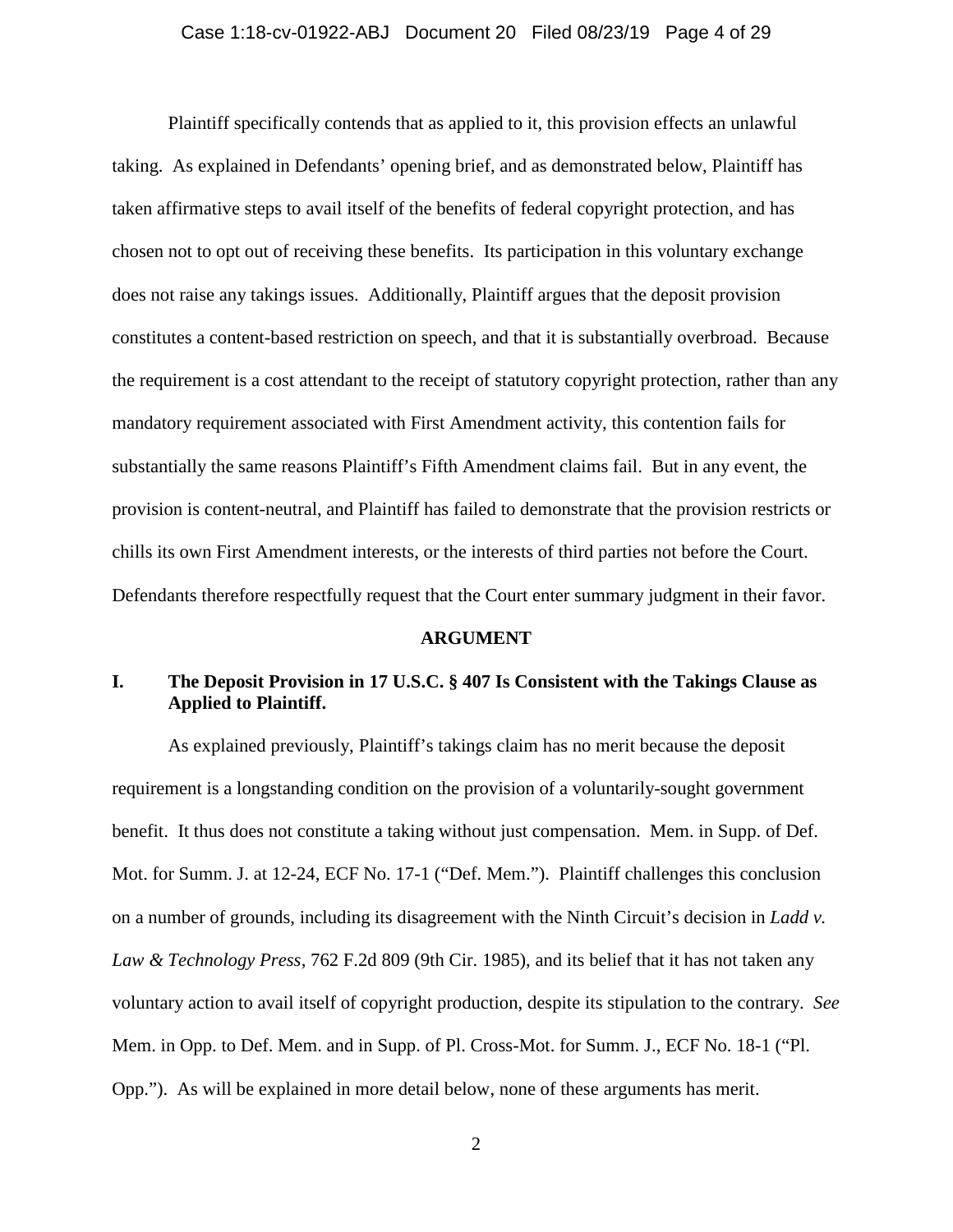Plaintiff specifically contends that as applied to it, this provision effects an unlawful taking. As explained in Defendants' opening brief, and as demonstrated below, Plaintiff has taken affirmative steps to avail itself of the benefits of federal copyright protection, and has chosen not to opt out of receiving these benefits. Its participation in this voluntary exchange does not raise any takings issues. Additionally, Plaintiff argues that the deposit provision constitutes a content-based restriction on speech, and that it is substantially overbroad. Because the requirement is a cost attendant to the receipt of statutory copyright protection, rather than any mandatory requirement associated with First Amendment activity, this contention fails for substantially the same reasons Plaintiff's Fifth Amendment claims fail. But in any event, the provision is content-neutral, and Plaintiff has failed to demonstrate that the provision restricts or chills its own First Amendment interests, or the interests of third parties not before the Court. Defendants therefore respectfully request that the Court enter summary judgment in their favor.

## ARGUMENT

### I. The Deposit Provision in 17 U.S.C. § 407 Is Consistent with the Takings Clause as Applied to Plaintiff.

As explained previously, Plaintiff's takings claim has no merit because the deposit requirement is a longstanding condition on the provision of a voluntarily-sought government benefit. It thus does not constitute a taking without just compensation. Mem. in Supp. of Def. Mot. for Summ. J. at 12-24, ECF No. 17-1 ("Def. Mem."). Plaintiff challenges this conclusion on a number of grounds, including its disagreement with the Ninth Circuit's decision in *Ladd v. Law & Technology Press*, 762 F.2d 809 (9th Cir. 1985), and its belief that it has not taken any voluntary action to avail itself of copyright production, despite its stipulation to the contrary. *See* Mem. in Opp. to Def. Mem. and in Supp. of Pl. Cross-Mot. for Summ. J., ECF No. 18-1 ("Pl. Opp."). As will be explained in more detail below, none of these arguments has merit.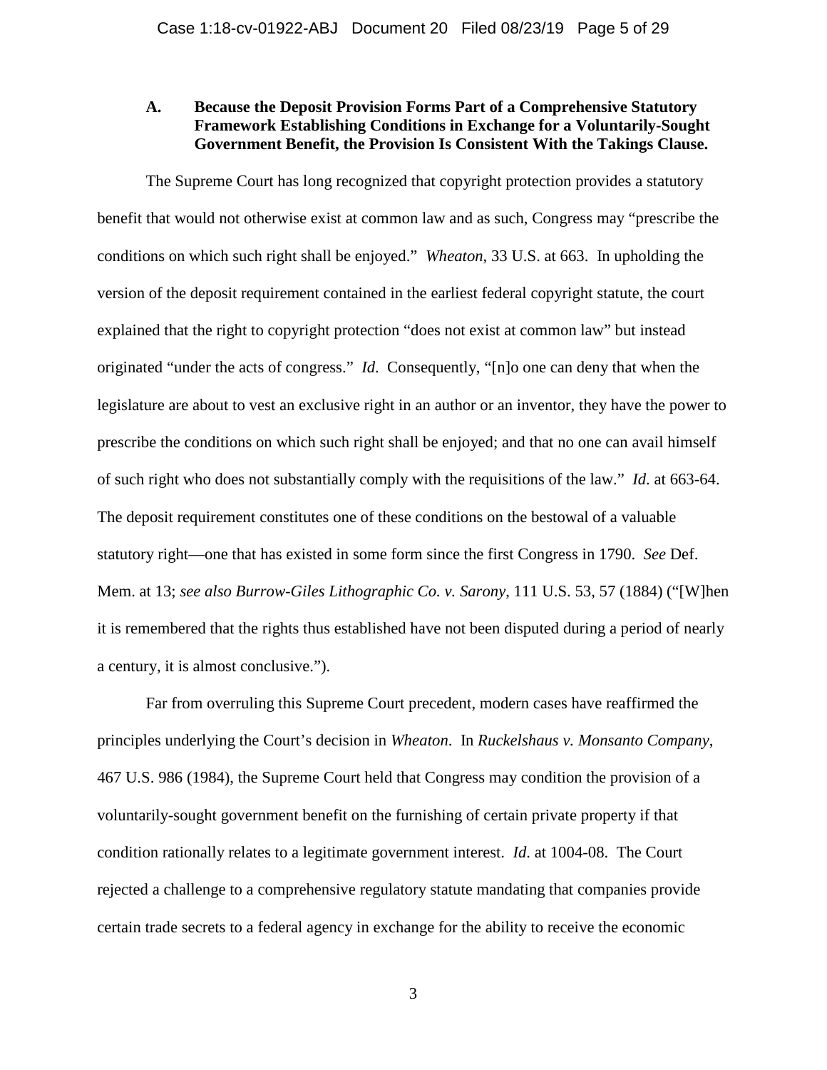### A. Because the Deposit Provision Forms Part of a Comprehensive Statutory Framework Establishing Conditions in Exchange for a Voluntarily-Sought Government Benefit, the Provision Is Consistent With the Takings Clause.

The Supreme Court has long recognized that copyright protection provides a statutory benefit that would not otherwise exist at common law and as such, Congress may "prescribe the conditions on which such right shall be enjoyed." *Wheaton*, 33 U.S. at 663. In upholding the version of the deposit requirement contained in the earliest federal copyright statute, the court explained that the right to copyright protection "does not exist at common law" but instead originated "under the acts of congress." *Id*. Consequently, "[n]o one can deny that when the legislature are about to vest an exclusive right in an author or an inventor, they have the power to prescribe the conditions on which such right shall be enjoyed; and that no one can avail himself of such right who does not substantially comply with the requisitions of the law." *Id*. at 663-64. The deposit requirement constitutes one of these conditions on the bestowal of a valuable statutory right—one that has existed in some form since the first Congress in 1790. *See* Def. Mem. at 13; *see also Burrow-Giles Lithographic Co. v. Sarony*, 111 U.S. 53, 57 (1884) ("[W]hen it is remembered that the rights thus established have not been disputed during a period of nearly a century, it is almost conclusive.").

Far from overruling this Supreme Court precedent, modern cases have reaffirmed the principles underlying the Court's decision in *Wheaton*. In *Ruckelshaus v. Monsanto Company*, 467 U.S. 986 (1984), the Supreme Court held that Congress may condition the provision of a voluntarily-sought government benefit on the furnishing of certain private property if that condition rationally relates to a legitimate government interest. *Id*. at 1004-08. The Court rejected a challenge to a comprehensive regulatory statute mandating that companies provide certain trade secrets to a federal agency in exchange for the ability to receive the economic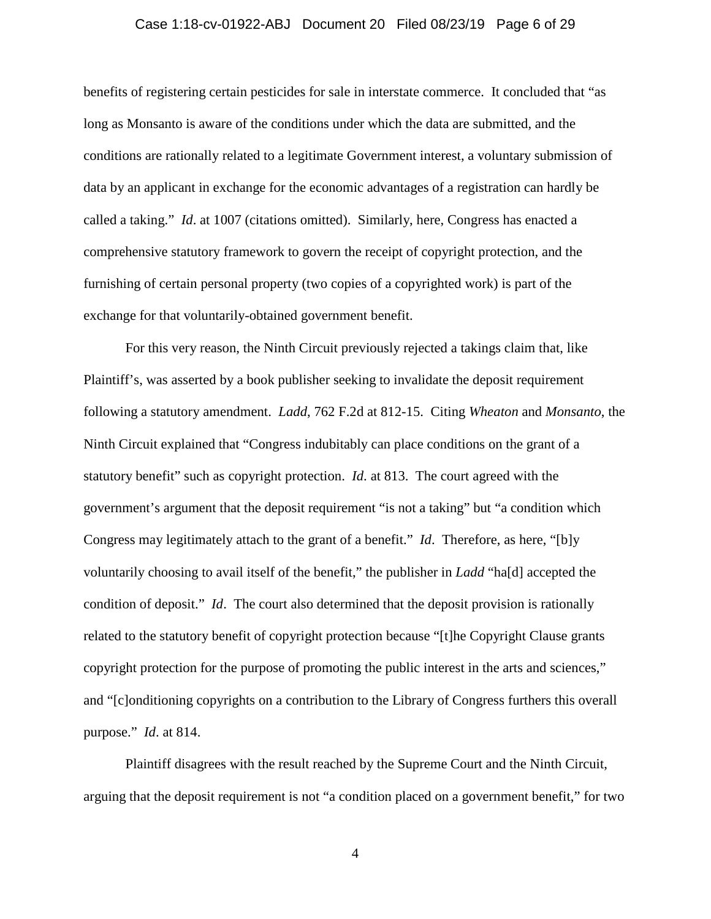benefits of registering certain pesticides for sale in interstate commerce. It concluded that "as long as Monsanto is aware of the conditions under which the data are submitted, and the conditions are rationally related to a legitimate Government interest, a voluntary submission of data by an applicant in exchange for the economic advantages of a registration can hardly be called a taking." *Id*. at 1007 (citations omitted). Similarly, here, Congress has enacted a comprehensive statutory framework to govern the receipt of copyright protection, and the furnishing of certain personal property (two copies of a copyrighted work) is part of the exchange for that voluntarily-obtained government benefit.

For this very reason, the Ninth Circuit previously rejected a takings claim that, like Plaintiff's, was asserted by a book publisher seeking to invalidate the deposit requirement following a statutory amendment. *Ladd*, 762 F.2d at 812-15. Citing *Wheaton* and *Monsanto*, the Ninth Circuit explained that "Congress indubitably can place conditions on the grant of a statutory benefit" such as copyright protection. *Id*. at 813. The court agreed with the government's argument that the deposit requirement "is not a taking" but "a condition which Congress may legitimately attach to the grant of a benefit." *Id*. Therefore, as here, "[b]y voluntarily choosing to avail itself of the benefit," the publisher in *Ladd* "ha[d] accepted the condition of deposit." *Id*. The court also determined that the deposit provision is rationally related to the statutory benefit of copyright protection because "[t]he Copyright Clause grants copyright protection for the purpose of promoting the public interest in the arts and sciences," and "[c]onditioning copyrights on a contribution to the Library of Congress furthers this overall purpose." *Id*. at 814.

Plaintiff disagrees with the result reached by the Supreme Court and the Ninth Circuit, arguing that the deposit requirement is not "a condition placed on a government benefit," for two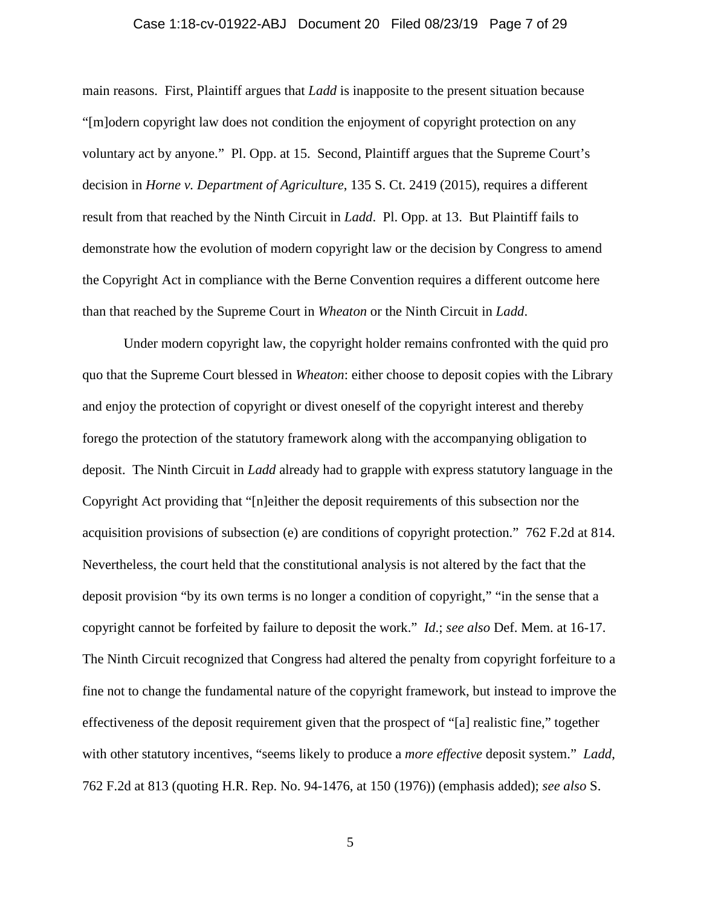main reasons. First, Plaintiff argues that *Ladd* is inapposite to the present situation because "[m]odern copyright law does not condition the enjoyment of copyright protection on any voluntary act by anyone." Pl. Opp. at 15. Second, Plaintiff argues that the Supreme Court's decision in *Horne v. Department of Agriculture*, 135 S. Ct. 2419 (2015), requires a different result from that reached by the Ninth Circuit in *Ladd*. Pl. Opp. at 13. But Plaintiff fails to demonstrate how the evolution of modern copyright law or the decision by Congress to amend the Copyright Act in compliance with the Berne Convention requires a different outcome here than that reached by the Supreme Court in *Wheaton* or the Ninth Circuit in *Ladd*.

Under modern copyright law, the copyright holder remains confronted with the quid pro quo that the Supreme Court blessed in *Wheaton*: either choose to deposit copies with the Library and enjoy the protection of copyright or divest oneself of the copyright interest and thereby forego the protection of the statutory framework along with the accompanying obligation to deposit. The Ninth Circuit in *Ladd* already had to grapple with express statutory language in the Copyright Act providing that "[n]either the deposit requirements of this subsection nor the acquisition provisions of subsection (e) are conditions of copyright protection." 762 F.2d at 814. Nevertheless, the court held that the constitutional analysis is not altered by the fact that the deposit provision "by its own terms is no longer a condition of copyright," "in the sense that a copyright cannot be forfeited by failure to deposit the work." *Id.*; *see also* Def. Mem. at 16-17. The Ninth Circuit recognized that Congress had altered the penalty from copyright forfeiture to a fine not to change the fundamental nature of the copyright framework, but instead to improve the effectiveness of the deposit requirement given that the prospect of "[a] realistic fine," together with other statutory incentives, "seems likely to produce a *more effective* deposit system." *Ladd*, 762 F.2d at 813 (quoting H.R. Rep. No. 94-1476, at 150 (1976)) (emphasis added); *see also* S.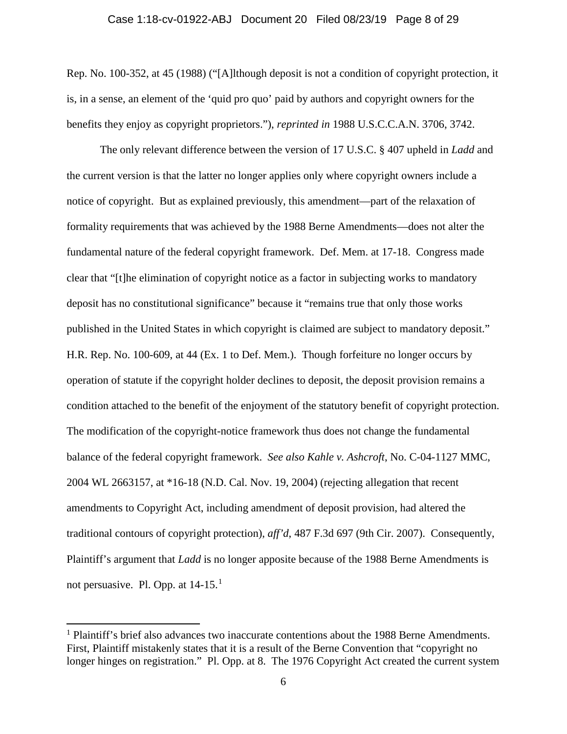Rep. No. 100-352, at 45 (1988) ("[A]lthough deposit is not a condition of copyright protection, it is, in a sense, an element of the 'quid pro quo' paid by authors and copyright owners for the benefits they enjoy as copyright proprietors."), *reprinted in* 1988 U.S.C.C.A.N. 3706, 3742.

The only relevant difference between the version of 17 U.S.C. § 407 upheld in *Ladd* and the current version is that the latter no longer applies only where copyright owners include a notice of copyright. But as explained previously, this amendment—part of the relaxation of formality requirements that was achieved by the 1988 Berne Amendments—does not alter the fundamental nature of the federal copyright framework. Def. Mem. at 17-18. Congress made clear that "[t]he elimination of copyright notice as a factor in subjecting works to mandatory deposit has no constitutional significance" because it "remains true that only those works published in the United States in which copyright is claimed are subject to mandatory deposit." H.R. Rep. No. 100-609, at 44 (Ex. 1 to Def. Mem.). Though forfeiture no longer occurs by operation of statute if the copyright holder declines to deposit, the deposit provision remains a condition attached to the benefit of the enjoyment of the statutory benefit of copyright protection. The modification of the copyright-notice framework thus does not change the fundamental balance of the federal copyright framework. *See also Kahle v. Ashcroft*, No. C-04-1127 MMC, 2004 WL 2663157, at \*16-18 (N.D. Cal. Nov. 19, 2004) (rejecting allegation that recent amendments to Copyright Act, including amendment of deposit provision, had altered the traditional contours of copyright protection), *aff'd*, 487 F.3d 697 (9th Cir. 2007). Consequently, Plaintiff's argument that *Ladd* is no longer apposite because of the 1988 Berne Amendments is not persuasive. Pl. Opp. at 14-15.[1]

---

[1] Plaintiff's brief also advances two inaccurate contentions about the 1988 Berne Amendments. First, Plaintiff mistakenly states that it is a result of the Berne Convention that "copyright no longer hinges on registration." Pl. Opp. at 8. The 1976 Copyright Act created the current system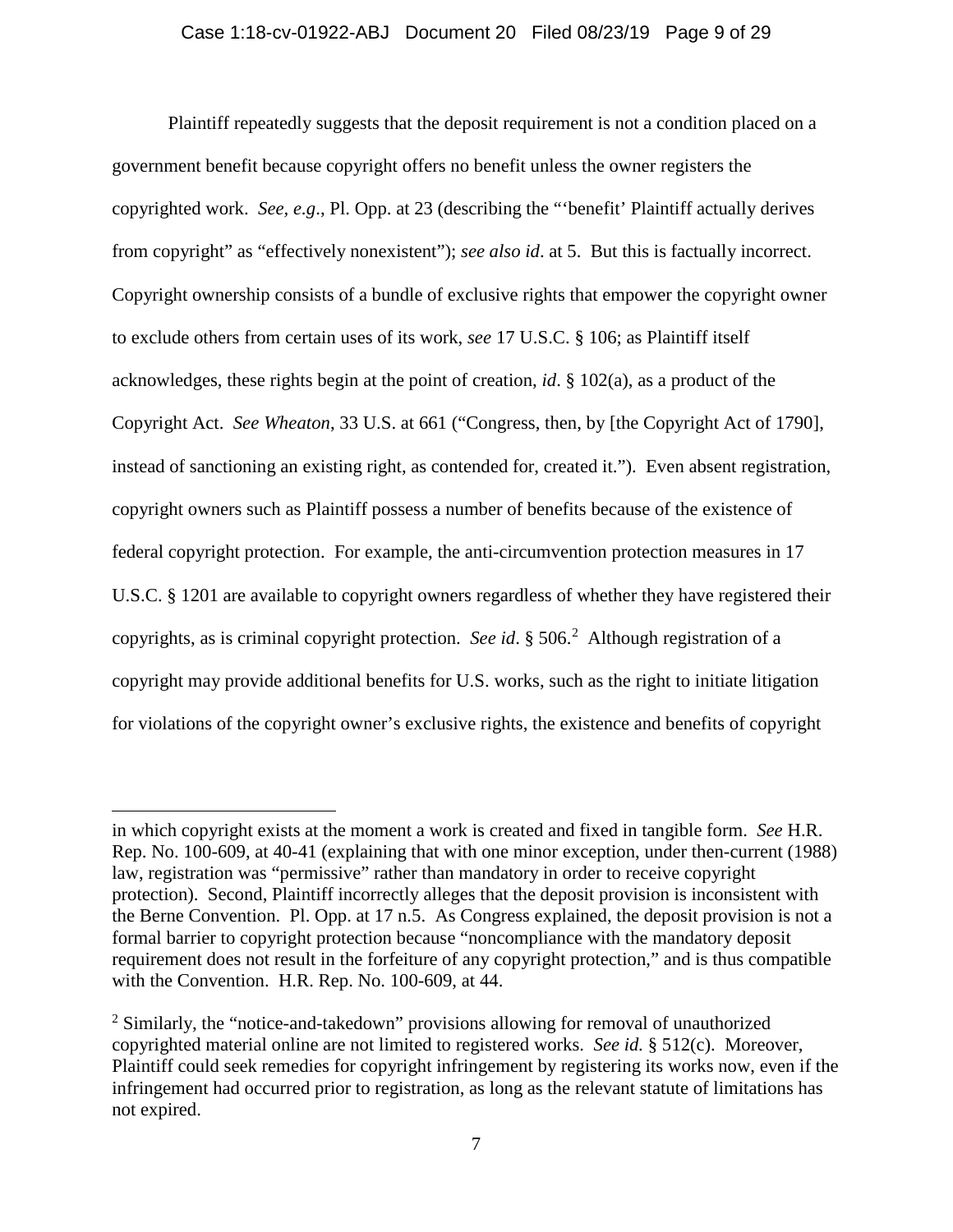Plaintiff repeatedly suggests that the deposit requirement is not a condition placed on a government benefit because copyright offers no benefit unless the owner registers the copyrighted work. *See, e.g.*, Pl. Opp. at 23 (describing the "'benefit' Plaintiff actually derives from copyright" as "effectively nonexistent"); *see also id*. at 5. But this is factually incorrect. Copyright ownership consists of a bundle of exclusive rights that empower the copyright owner to exclude others from certain uses of its work, *see* 17 U.S.C. § 106; as Plaintiff itself acknowledges, these rights begin at the point of creation, *id*. § 102(a), as a product of the Copyright Act. *See Wheaton*, 33 U.S. at 661 ("Congress, then, by [the Copyright Act of 1790], instead of sanctioning an existing right, as contended for, created it."). Even absent registration, copyright owners such as Plaintiff possess a number of benefits because of the existence of federal copyright protection. For example, the anti-circumvention protection measures in 17 U.S.C. § 1201 are available to copyright owners regardless of whether they have registered their copyrights, as is criminal copyright protection. *See id*. § 506.[2] Although registration of a copyright may provide additional benefits for U.S. works, such as the right to initiate litigation for violations of the copyright owner's exclusive rights, the existence and benefits of copyright

---

in which copyright exists at the moment a work is created and fixed in tangible form. *See* H.R. Rep. No. 100-609, at 40-41 (explaining that with one minor exception, under then-current (1988) law, registration was "permissive" rather than mandatory in order to receive copyright protection). Second, Plaintiff incorrectly alleges that the deposit provision is inconsistent with the Berne Convention. Pl. Opp. at 17 n.5. As Congress explained, the deposit provision is not a formal barrier to copyright protection because "noncompliance with the mandatory deposit requirement does not result in the forfeiture of any copyright protection," and is thus compatible with the Convention. H.R. Rep. No. 100-609, at 44.

[2] Similarly, the "notice-and-takedown" provisions allowing for removal of unauthorized copyrighted material online are not limited to registered works. *See id.* § 512(c). Moreover, Plaintiff could seek remedies for copyright infringement by registering its works now, even if the infringement had occurred prior to registration, as long as the relevant statute of limitations has not expired.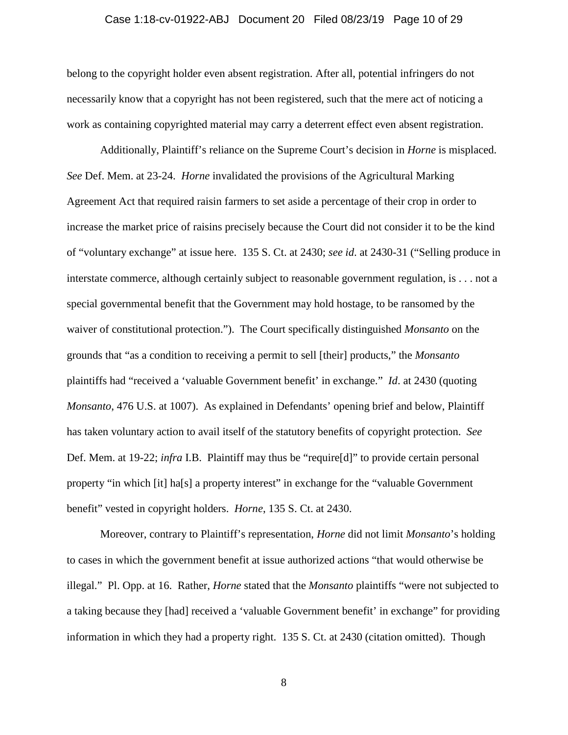belong to the copyright holder even absent registration. After all, potential infringers do not necessarily know that a copyright has not been registered, such that the mere act of noticing a work as containing copyrighted material may carry a deterrent effect even absent registration.

Additionally, Plaintiff's reliance on the Supreme Court's decision in *Horne* is misplaced. *See* Def. Mem. at 23-24. *Horne* invalidated the provisions of the Agricultural Marking Agreement Act that required raisin farmers to set aside a percentage of their crop in order to increase the market price of raisins precisely because the Court did not consider it to be the kind of "voluntary exchange" at issue here. 135 S. Ct. at 2430; *see id*. at 2430-31 ("Selling produce in interstate commerce, although certainly subject to reasonable government regulation, is . . . not a special governmental benefit that the Government may hold hostage, to be ransomed by the waiver of constitutional protection."). The Court specifically distinguished *Monsanto* on the grounds that "as a condition to receiving a permit to sell [their] products," the *Monsanto* plaintiffs had "received a 'valuable Government benefit' in exchange." *Id*. at 2430 (quoting *Monsanto*, 476 U.S. at 1007). As explained in Defendants' opening brief and below, Plaintiff has taken voluntary action to avail itself of the statutory benefits of copyright protection. *See* Def. Mem. at 19-22; *infra* I.B. Plaintiff may thus be "require[d]" to provide certain personal property "in which [it] ha[s] a property interest" in exchange for the "valuable Government benefit" vested in copyright holders. *Horne*, 135 S. Ct. at 2430.

Moreover, contrary to Plaintiff's representation, *Horne* did not limit *Monsanto*'s holding to cases in which the government benefit at issue authorized actions "that would otherwise be illegal." Pl. Opp. at 16. Rather, *Horne* stated that the *Monsanto* plaintiffs "were not subjected to a taking because they [had] received a 'valuable Government benefit' in exchange" for providing information in which they had a property right. 135 S. Ct. at 2430 (citation omitted). Though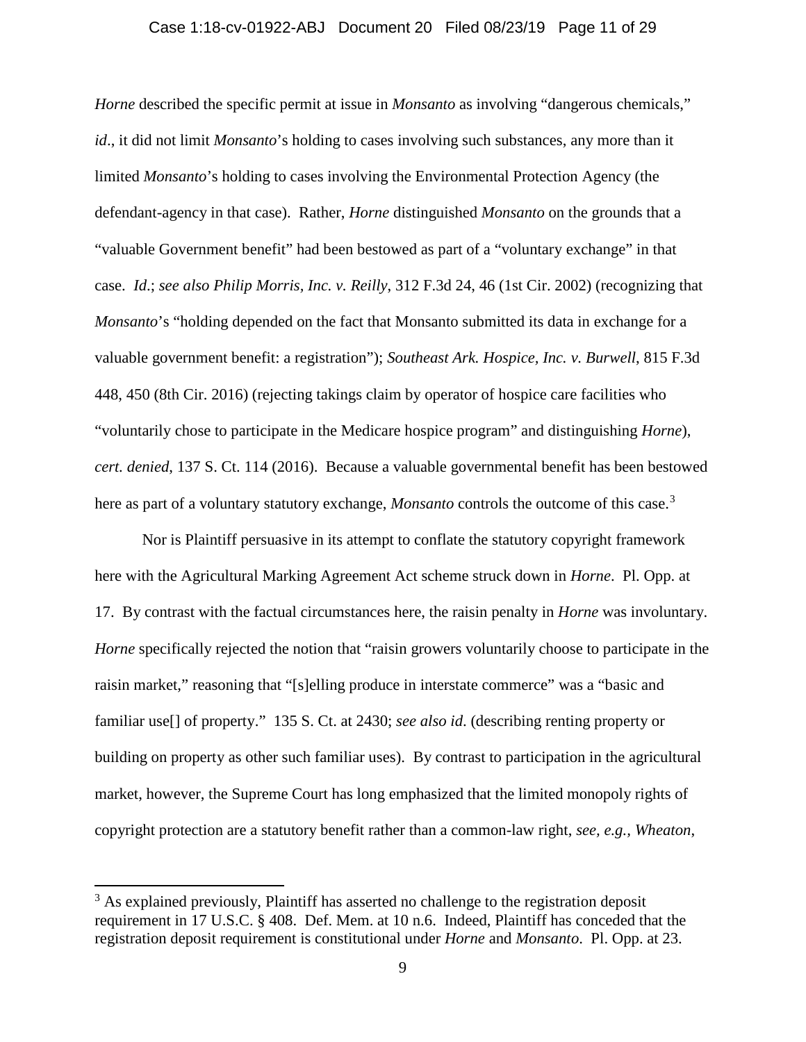*Horne* described the specific permit at issue in *Monsanto* as involving "dangerous chemicals," *id*., it did not limit *Monsanto*'s holding to cases involving such substances, any more than it limited *Monsanto*'s holding to cases involving the Environmental Protection Agency (the defendant-agency in that case). Rather, *Horne* distinguished *Monsanto* on the grounds that a "valuable Government benefit" had been bestowed as part of a "voluntary exchange" in that case. *Id*.; *see also Philip Morris, Inc. v. Reilly*, 312 F.3d 24, 46 (1st Cir. 2002) (recognizing that *Monsanto*'s "holding depended on the fact that Monsanto submitted its data in exchange for a valuable government benefit: a registration"); *Southeast Ark. Hospice, Inc. v. Burwell*, 815 F.3d 448, 450 (8th Cir. 2016) (rejecting takings claim by operator of hospice care facilities who "voluntarily chose to participate in the Medicare hospice program" and distinguishing *Horne*), *cert. denied*, 137 S. Ct. 114 (2016). Because a valuable governmental benefit has been bestowed here as part of a voluntary statutory exchange, *Monsanto* controls the outcome of this case.[3]

Nor is Plaintiff persuasive in its attempt to conflate the statutory copyright framework here with the Agricultural Marking Agreement Act scheme struck down in *Horne*. Pl. Opp. at 17. By contrast with the factual circumstances here, the raisin penalty in *Horne* was involuntary. *Horne* specifically rejected the notion that "raisin growers voluntarily choose to participate in the raisin market," reasoning that "[s]elling produce in interstate commerce" was a "basic and familiar use[] of property." 135 S. Ct. at 2430; *see also id.* (describing renting property or building on property as other such familiar uses). By contrast to participation in the agricultural market, however, the Supreme Court has long emphasized that the limited monopoly rights of copyright protection are a statutory benefit rather than a common-law right, *see, e.g.*, *Wheaton*,

[3] As explained previously, Plaintiff has asserted no challenge to the registration deposit requirement in 17 U.S.C. § 408. Def. Mem. at 10 n.6. Indeed, Plaintiff has conceded that the registration deposit requirement is constitutional under *Horne* and *Monsanto*. Pl. Opp. at 23.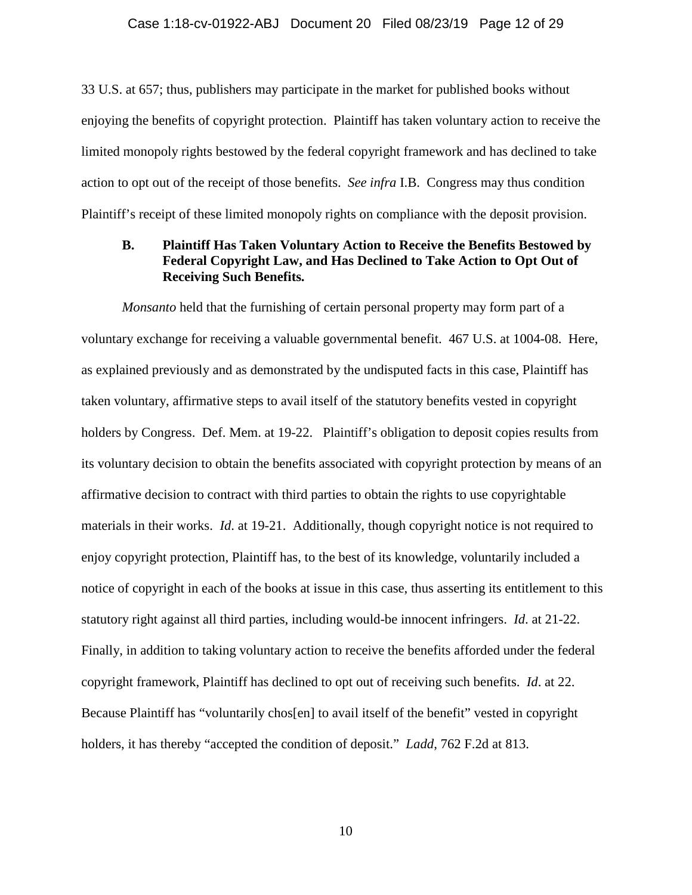33 U.S. at 657; thus, publishers may participate in the market for published books without enjoying the benefits of copyright protection. Plaintiff has taken voluntary action to receive the limited monopoly rights bestowed by the federal copyright framework and has declined to take action to opt out of the receipt of those benefits. *See infra* I.B. Congress may thus condition Plaintiff's receipt of these limited monopoly rights on compliance with the deposit provision.

### B. Plaintiff Has Taken Voluntary Action to Receive the Benefits Bestowed by Federal Copyright Law, and Has Declined to Take Action to Opt Out of Receiving Such Benefits.

*Monsanto* held that the furnishing of certain personal property may form part of a voluntary exchange for receiving a valuable governmental benefit. 467 U.S. at 1004-08. Here, as explained previously and as demonstrated by the undisputed facts in this case, Plaintiff has taken voluntary, affirmative steps to avail itself of the statutory benefits vested in copyright holders by Congress. Def. Mem. at 19-22. Plaintiff's obligation to deposit copies results from its voluntary decision to obtain the benefits associated with copyright protection by means of an affirmative decision to contract with third parties to obtain the rights to use copyrightable materials in their works. *Id*. at 19-21. Additionally, though copyright notice is not required to enjoy copyright protection, Plaintiff has, to the best of its knowledge, voluntarily included a notice of copyright in each of the books at issue in this case, thus asserting its entitlement to this statutory right against all third parties, including would-be innocent infringers. *Id*. at 21-22. Finally, in addition to taking voluntary action to receive the benefits afforded under the federal copyright framework, Plaintiff has declined to opt out of receiving such benefits. *Id*. at 22. Because Plaintiff has "voluntarily chos[en] to avail itself of the benefit" vested in copyright holders, it has thereby "accepted the condition of deposit." *Ladd*, 762 F.2d at 813.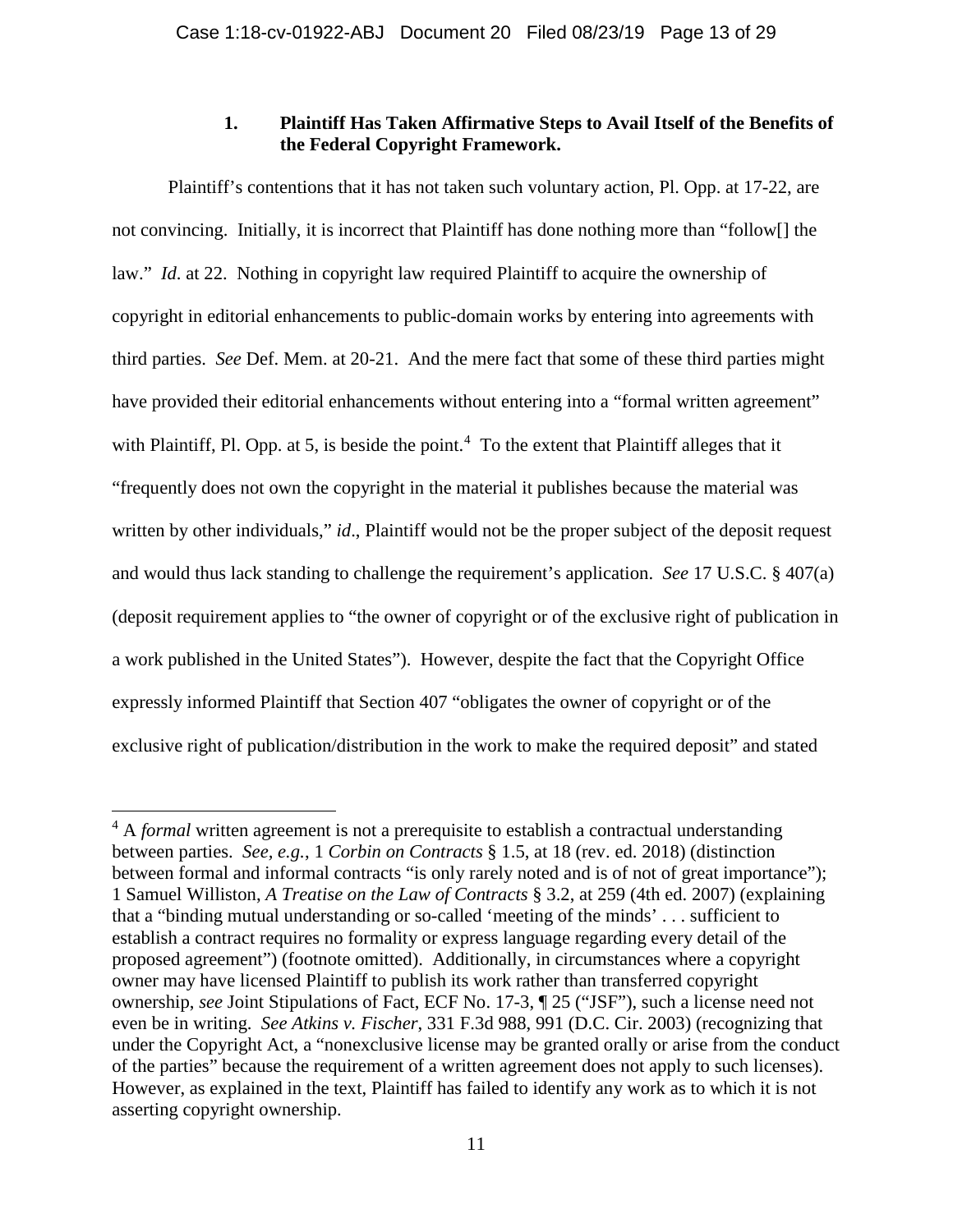### 1. Plaintiff Has Taken Affirmative Steps to Avail Itself of the Benefits of the Federal Copyright Framework.

Plaintiff's contentions that it has not taken such voluntary action, Pl. Opp. at 17-22, are not convincing. Initially, it is incorrect that Plaintiff has done nothing more than "follow[] the law." *Id*. at 22. Nothing in copyright law required Plaintiff to acquire the ownership of copyright in editorial enhancements to public-domain works by entering into agreements with third parties. *See* Def. Mem. at 20-21. And the mere fact that some of these third parties might have provided their editorial enhancements without entering into a "formal written agreement" with Plaintiff, Pl. Opp. at 5, is beside the point.[4] To the extent that Plaintiff alleges that it "frequently does not own the copyright in the material it publishes because the material was written by other individuals," *id*., Plaintiff would not be the proper subject of the deposit request and would thus lack standing to challenge the requirement's application. *See* 17 U.S.C. § 407(a) (deposit requirement applies to "the owner of copyright or of the exclusive right of publication in a work published in the United States"). However, despite the fact that the Copyright Office expressly informed Plaintiff that Section 407 "obligates the owner of copyright or of the exclusive right of publication/distribution in the work to make the required deposit" and stated

---

[4] A *formal* written agreement is not a prerequisite to establish a contractual understanding between parties. *See, e.g.*, 1 *Corbin on Contracts* § 1.5, at 18 (rev. ed. 2018) (distinction between formal and informal contracts "is only rarely noted and is of not of great importance"); 1 Samuel Williston, *A Treatise on the Law of Contracts* § 3.2, at 259 (4th ed. 2007) (explaining that a "binding mutual understanding or so-called 'meeting of the minds' . . . sufficient to establish a contract requires no formality or express language regarding every detail of the proposed agreement") (footnote omitted). Additionally, in circumstances where a copyright owner may have licensed Plaintiff to publish its work rather than transferred copyright ownership, *see* Joint Stipulations of Fact, ECF No. 17-3, ¶ 25 ("JSF"), such a license need not even be in writing. *See Atkins v. Fischer*, 331 F.3d 988, 991 (D.C. Cir. 2003) (recognizing that under the Copyright Act, a "nonexclusive license may be granted orally or arise from the conduct of the parties" because the requirement of a written agreement does not apply to such licenses). However, as explained in the text, Plaintiff has failed to identify any work as to which it is not asserting copyright ownership.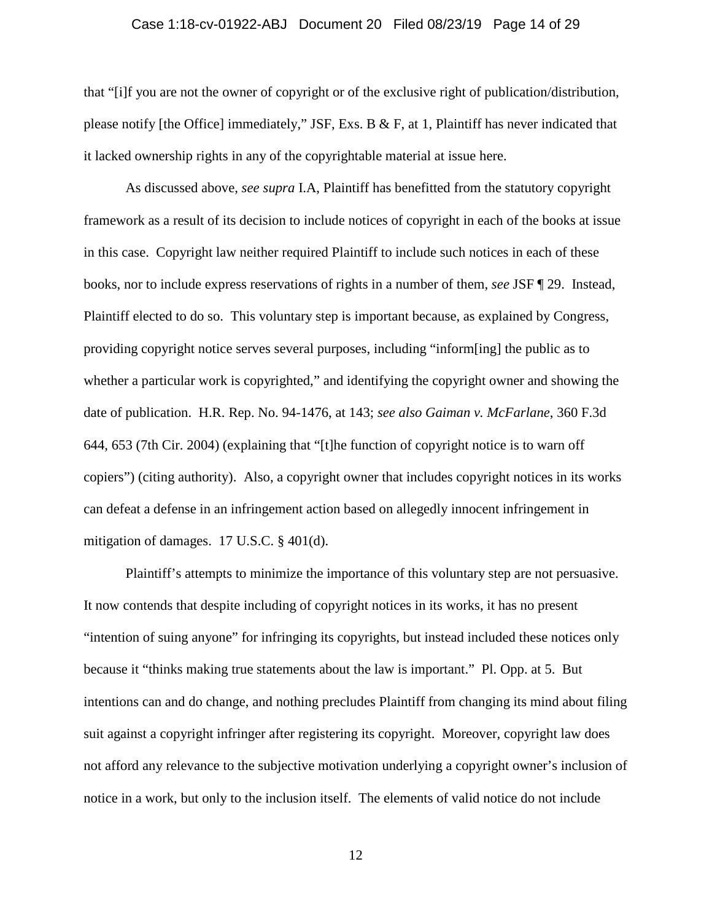that "[i]f you are not the owner of copyright or of the exclusive right of publication/distribution, please notify [the Office] immediately," JSF, Exs. B & F, at 1, Plaintiff has never indicated that it lacked ownership rights in any of the copyrightable material at issue here.

As discussed above, *see supra* I.A, Plaintiff has benefitted from the statutory copyright framework as a result of its decision to include notices of copyright in each of the books at issue in this case. Copyright law neither required Plaintiff to include such notices in each of these books, nor to include express reservations of rights in a number of them, *see* JSF ¶ 29. Instead, Plaintiff elected to do so. This voluntary step is important because, as explained by Congress, providing copyright notice serves several purposes, including "inform[ing] the public as to whether a particular work is copyrighted," and identifying the copyright owner and showing the date of publication. H.R. Rep. No. 94-1476, at 143; *see also Gaiman v. McFarlane*, 360 F.3d 644, 653 (7th Cir. 2004) (explaining that "[t]he function of copyright notice is to warn off copiers") (citing authority). Also, a copyright owner that includes copyright notices in its works can defeat a defense in an infringement action based on allegedly innocent infringement in mitigation of damages. 17 U.S.C. § 401(d).

Plaintiff's attempts to minimize the importance of this voluntary step are not persuasive. It now contends that despite including of copyright notices in its works, it has no present "intention of suing anyone" for infringing its copyrights, but instead included these notices only because it "thinks making true statements about the law is important." Pl. Opp. at 5. But intentions can and do change, and nothing precludes Plaintiff from changing its mind about filing suit against a copyright infringer after registering its copyright. Moreover, copyright law does not afford any relevance to the subjective motivation underlying a copyright owner's inclusion of notice in a work, but only to the inclusion itself. The elements of valid notice do not include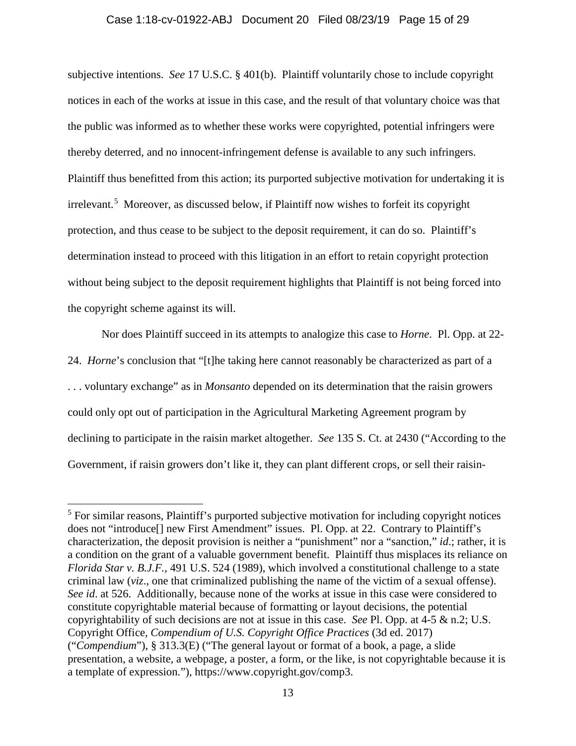subjective intentions. *See* 17 U.S.C. § 401(b). Plaintiff voluntarily chose to include copyright notices in each of the works at issue in this case, and the result of that voluntary choice was that the public was informed as to whether these works were copyrighted, potential infringers were thereby deterred, and no innocent-infringement defense is available to any such infringers. Plaintiff thus benefitted from this action; its purported subjective motivation for undertaking it is irrelevant.[5] Moreover, as discussed below, if Plaintiff now wishes to forfeit its copyright protection, and thus cease to be subject to the deposit requirement, it can do so. Plaintiff's determination instead to proceed with this litigation in an effort to retain copyright protection without being subject to the deposit requirement highlights that Plaintiff is not being forced into the copyright scheme against its will.

Nor does Plaintiff succeed in its attempts to analogize this case to *Horne*. Pl. Opp. at 22-24. *Horne*'s conclusion that "[t]he taking here cannot reasonably be characterized as part of a . . . voluntary exchange" as in *Monsanto* depended on its determination that the raisin growers could only opt out of participation in the Agricultural Marketing Agreement program by declining to participate in the raisin market altogether. *See* 135 S. Ct. at 2430 ("According to the Government, if raisin growers don't like it, they can plant different crops, or sell their raisin-

---

[5] For similar reasons, Plaintiff's purported subjective motivation for including copyright notices does not "introduce[] new First Amendment" issues. Pl. Opp. at 22. Contrary to Plaintiff's characterization, the deposit provision is neither a "punishment" nor a "sanction," *id*.; rather, it is a condition on the grant of a valuable government benefit. Plaintiff thus misplaces its reliance on *Florida Star v. B.J.F.*, 491 U.S. 524 (1989), which involved a constitutional challenge to a state criminal law (*viz*., one that criminalized publishing the name of the victim of a sexual offense). *See id*. at 526. Additionally, because none of the works at issue in this case were considered to constitute copyrightable material because of formatting or layout decisions, the potential copyrightability of such decisions are not at issue in this case. *See* Pl. Opp. at 4-5 & n.2; U.S. Copyright Office, *Compendium of U.S. Copyright Office Practices* (3d ed. 2017) ("*Compendium*"), § 313.3(E) ("The general layout or format of a book, a page, a slide presentation, a website, a webpage, a poster, a form, or the like, is not copyrightable because it is a template of expression."), https://www.copyright.gov/comp3.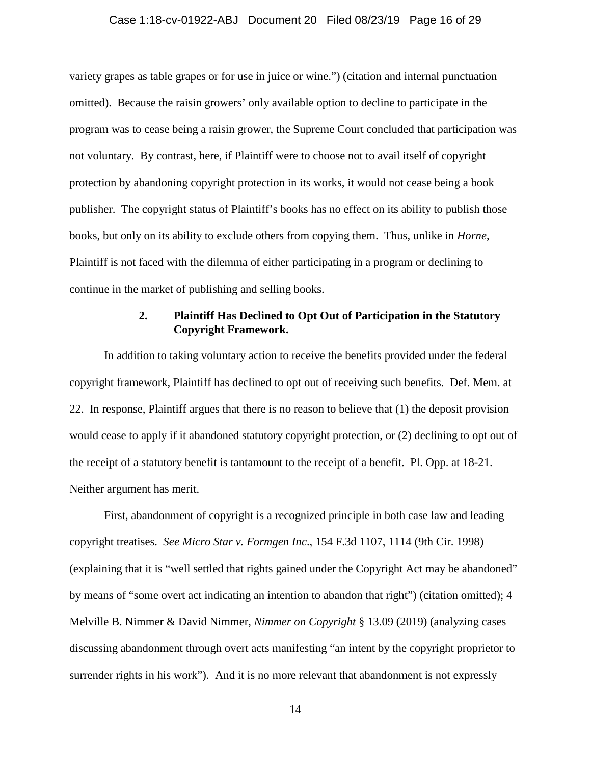variety grapes as table grapes or for use in juice or wine.") (citation and internal punctuation omitted). Because the raisin growers' only available option to decline to participate in the program was to cease being a raisin grower, the Supreme Court concluded that participation was not voluntary. By contrast, here, if Plaintiff were to choose not to avail itself of copyright protection by abandoning copyright protection in its works, it would not cease being a book publisher. The copyright status of Plaintiff's books has no effect on its ability to publish those books, but only on its ability to exclude others from copying them. Thus, unlike in *Horne*, Plaintiff is not faced with the dilemma of either participating in a program or declining to continue in the market of publishing and selling books.

### 2. Plaintiff Has Declined to Opt Out of Participation in the Statutory Copyright Framework.

In addition to taking voluntary action to receive the benefits provided under the federal copyright framework, Plaintiff has declined to opt out of receiving such benefits. Def. Mem. at 22. In response, Plaintiff argues that there is no reason to believe that (1) the deposit provision would cease to apply if it abandoned statutory copyright protection, or (2) declining to opt out of the receipt of a statutory benefit is tantamount to the receipt of a benefit. Pl. Opp. at 18-21. Neither argument has merit.

First, abandonment of copyright is a recognized principle in both case law and leading copyright treatises. *See Micro Star v. Formgen Inc*., 154 F.3d 1107, 1114 (9th Cir. 1998) (explaining that it is "well settled that rights gained under the Copyright Act may be abandoned" by means of "some overt act indicating an intention to abandon that right") (citation omitted); 4 Melville B. Nimmer & David Nimmer, *Nimmer on Copyright* § 13.09 (2019) (analyzing cases discussing abandonment through overt acts manifesting "an intent by the copyright proprietor to surrender rights in his work"). And it is no more relevant that abandonment is not expressly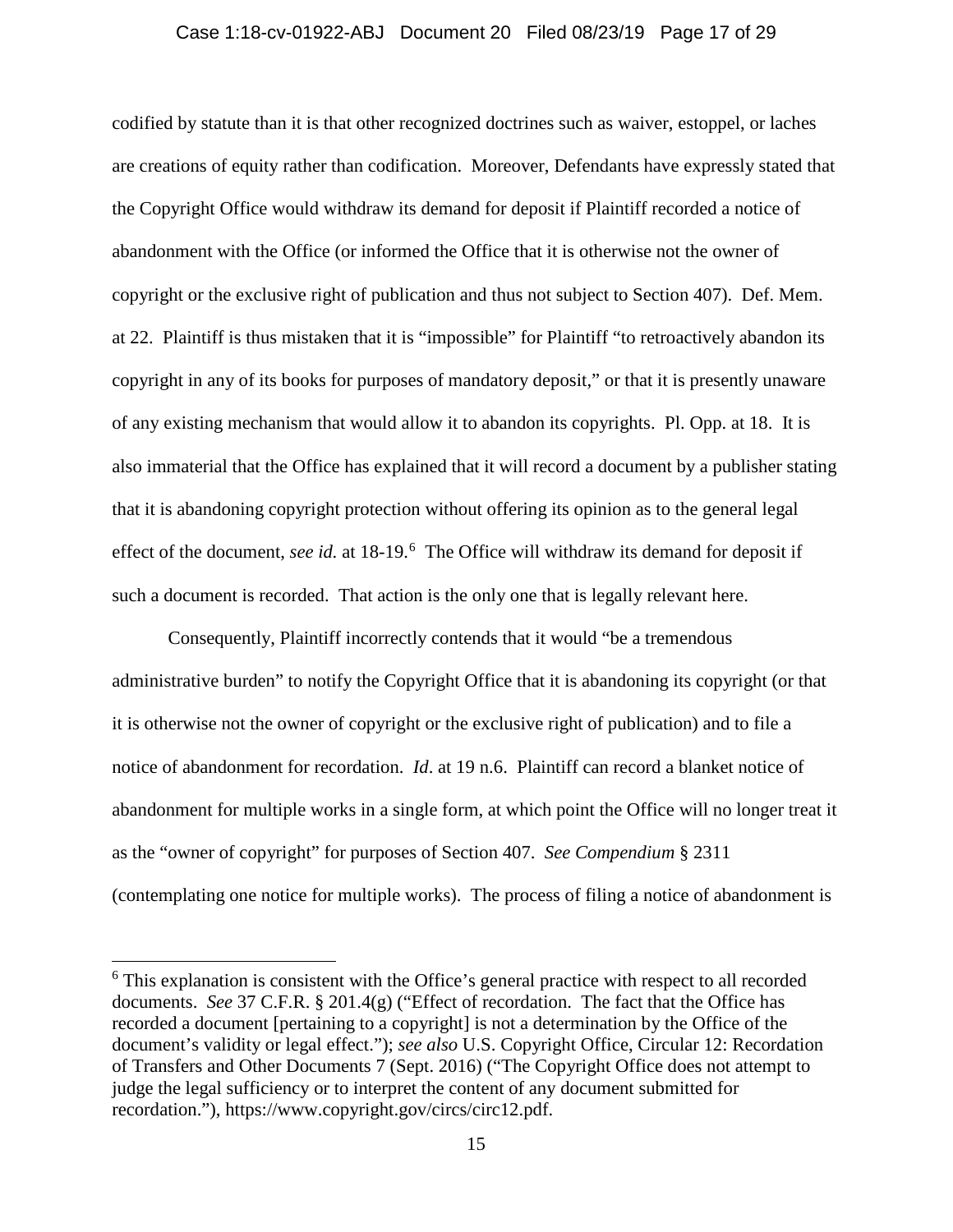codified by statute than it is that other recognized doctrines such as waiver, estoppel, or laches are creations of equity rather than codification. Moreover, Defendants have expressly stated that the Copyright Office would withdraw its demand for deposit if Plaintiff recorded a notice of abandonment with the Office (or informed the Office that it is otherwise not the owner of copyright or the exclusive right of publication and thus not subject to Section 407). Def. Mem. at 22. Plaintiff is thus mistaken that it is "impossible" for Plaintiff "to retroactively abandon its copyright in any of its books for purposes of mandatory deposit," or that it is presently unaware of any existing mechanism that would allow it to abandon its copyrights. Pl. Opp. at 18. It is also immaterial that the Office has explained that it will record a document by a publisher stating that it is abandoning copyright protection without offering its opinion as to the general legal effect of the document, *see id.* at 18-19.[6] The Office will withdraw its demand for deposit if such a document is recorded. That action is the only one that is legally relevant here.

Consequently, Plaintiff incorrectly contends that it would "be a tremendous administrative burden" to notify the Copyright Office that it is abandoning its copyright (or that it is otherwise not the owner of copyright or the exclusive right of publication) and to file a notice of abandonment for recordation. *Id*. at 19 n.6. Plaintiff can record a blanket notice of abandonment for multiple works in a single form, at which point the Office will no longer treat it as the "owner of copyright" for purposes of Section 407. *See Compendium* § 2311 (contemplating one notice for multiple works). The process of filing a notice of abandonment is

---

[6] This explanation is consistent with the Office's general practice with respect to all recorded documents. *See* 37 C.F.R. § 201.4(g) ("Effect of recordation. The fact that the Office has recorded a document [pertaining to a copyright] is not a determination by the Office of the document's validity or legal effect."); *see also* U.S. Copyright Office, Circular 12: Recordation of Transfers and Other Documents 7 (Sept. 2016) ("The Copyright Office does not attempt to judge the legal sufficiency or to interpret the content of any document submitted for recordation."), https://www.copyright.gov/circs/circ12.pdf.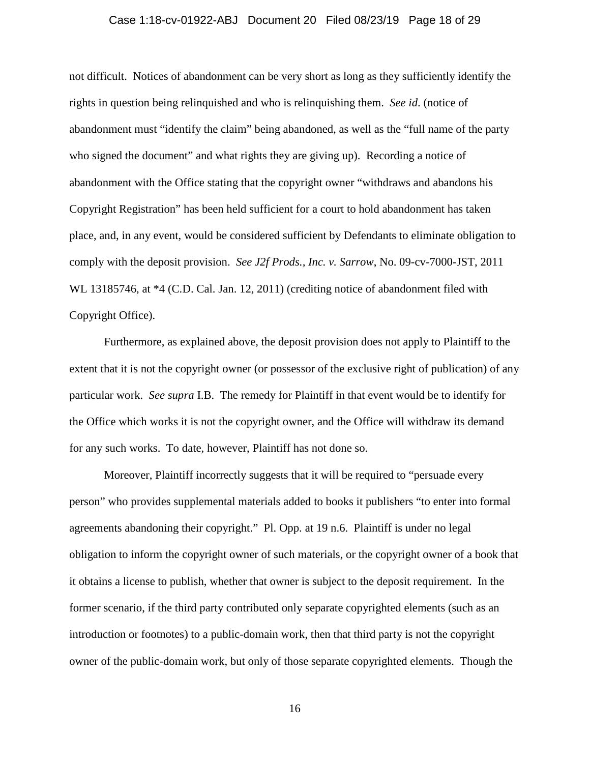not difficult. Notices of abandonment can be very short as long as they sufficiently identify the rights in question being relinquished and who is relinquishing them. *See id.* (notice of abandonment must "identify the claim" being abandoned, as well as the "full name of the party who signed the document" and what rights they are giving up). Recording a notice of abandonment with the Office stating that the copyright owner "withdraws and abandons his Copyright Registration" has been held sufficient for a court to hold abandonment has taken place, and, in any event, would be considered sufficient by Defendants to eliminate obligation to comply with the deposit provision. *See J2f Prods., Inc. v. Sarrow*, No. 09-cv-7000-JST, 2011 WL 13185746, at *4 (C.D. Cal. Jan. 12, 2011) (crediting notice of abandonment filed with Copyright Office).

Furthermore, as explained above, the deposit provision does not apply to Plaintiff to the extent that it is not the copyright owner (or possessor of the exclusive right of publication) of any particular work. *See supra* I.B. The remedy for Plaintiff in that event would be to identify for the Office which works it is not the copyright owner, and the Office will withdraw its demand for any such works. To date, however, Plaintiff has not done so.

Moreover, Plaintiff incorrectly suggests that it will be required to "persuade every person" who provides supplemental materials added to books it publishers "to enter into formal agreements abandoning their copyright." Pl. Opp. at 19 n.6. Plaintiff is under no legal obligation to inform the copyright owner of such materials, or the copyright owner of a book that it obtains a license to publish, whether that owner is subject to the deposit requirement. In the former scenario, if the third party contributed only separate copyrighted elements (such as an introduction or footnotes) to a public-domain work, then that third party is not the copyright owner of the public-domain work, but only of those separate copyrighted elements. Though the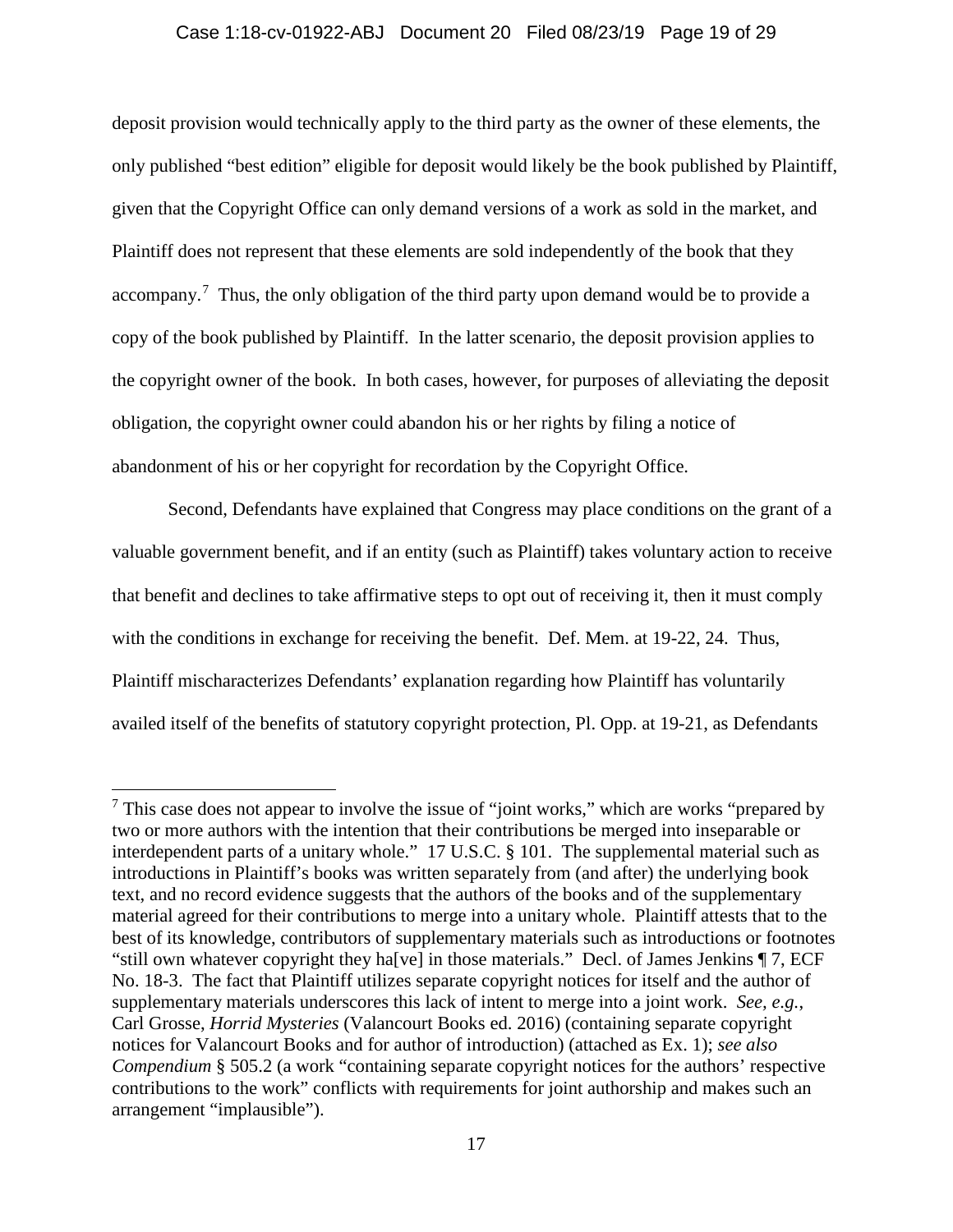deposit provision would technically apply to the third party as the owner of these elements, the only published "best edition" eligible for deposit would likely be the book published by Plaintiff, given that the Copyright Office can only demand versions of a work as sold in the market, and Plaintiff does not represent that these elements are sold independently of the book that they accompany.[7] Thus, the only obligation of the third party upon demand would be to provide a copy of the book published by Plaintiff. In the latter scenario, the deposit provision applies to the copyright owner of the book. In both cases, however, for purposes of alleviating the deposit obligation, the copyright owner could abandon his or her rights by filing a notice of abandonment of his or her copyright for recordation by the Copyright Office.

Second, Defendants have explained that Congress may place conditions on the grant of a valuable government benefit, and if an entity (such as Plaintiff) takes voluntary action to receive that benefit and declines to take affirmative steps to opt out of receiving it, then it must comply with the conditions in exchange for receiving the benefit. Def. Mem. at 19-22, 24. Thus, Plaintiff mischaracterizes Defendants' explanation regarding how Plaintiff has voluntarily availed itself of the benefits of statutory copyright protection, Pl. Opp. at 19-21, as Defendants

---

[7] This case does not appear to involve the issue of "joint works," which are works "prepared by two or more authors with the intention that their contributions be merged into inseparable or interdependent parts of a unitary whole." 17 U.S.C. § 101. The supplemental material such as introductions in Plaintiff's books was written separately from (and after) the underlying book text, and no record evidence suggests that the authors of the books and of the supplementary material agreed for their contributions to merge into a unitary whole. Plaintiff attests that to the best of its knowledge, contributors of supplementary materials such as introductions or footnotes "still own whatever copyright they ha[ve] in those materials." Decl. of James Jenkins ¶ 7, ECF No. 18-3. The fact that Plaintiff utilizes separate copyright notices for itself and the author of supplementary materials underscores this lack of intent to merge into a joint work. *See, e.g.*, Carl Grosse, *Horrid Mysteries* (Valancourt Books ed. 2016) (containing separate copyright notices for Valancourt Books and for author of introduction) (attached as Ex. 1); *see also Compendium* § 505.2 (a work "containing separate copyright notices for the authors' respective contributions to the work" conflicts with requirements for joint authorship and makes such an arrangement "implausible").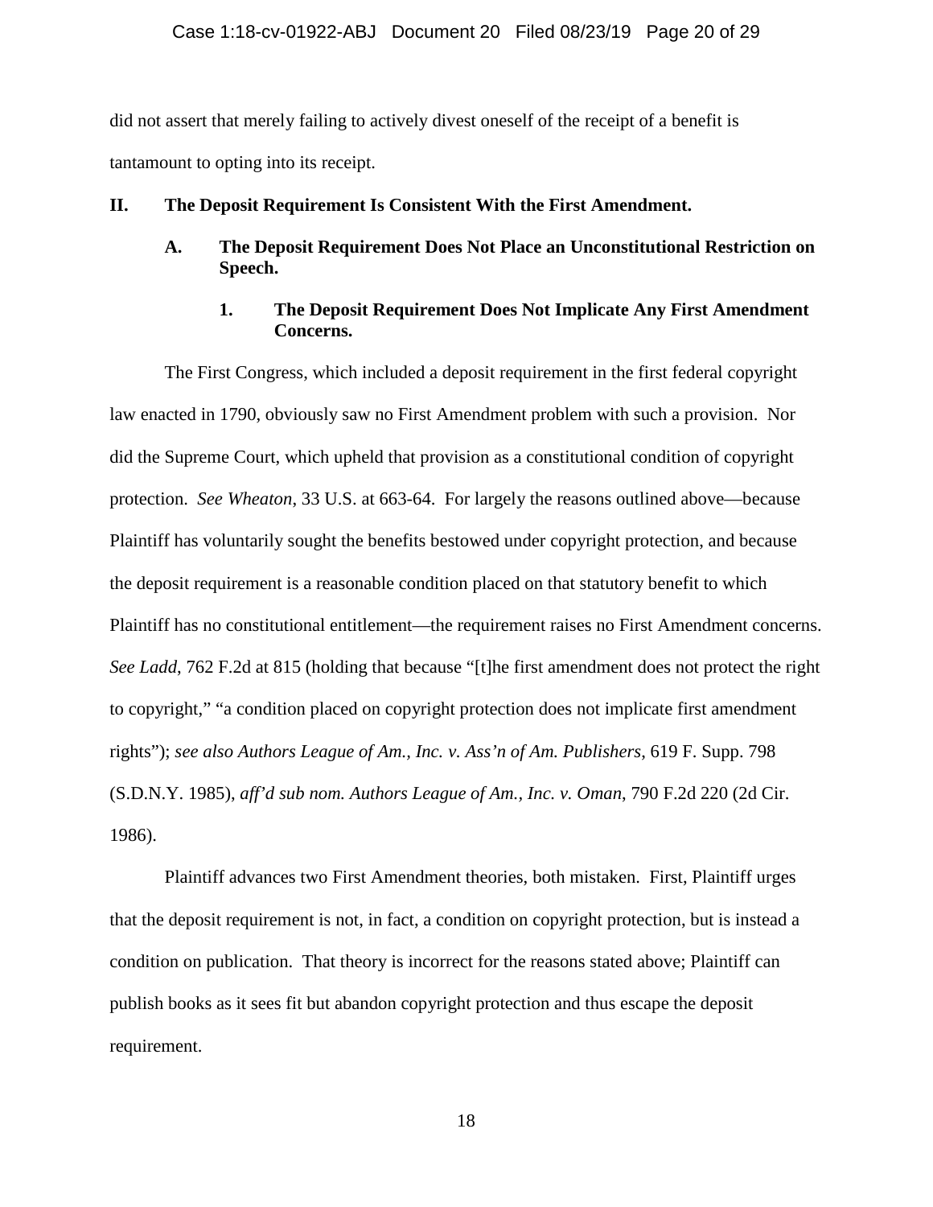did not assert that merely failing to actively divest oneself of the receipt of a benefit is tantamount to opting into its receipt.

## II. The Deposit Requirement Is Consistent With the First Amendment.

### A. The Deposit Requirement Does Not Place an Unconstitutional Restriction on Speech.

#### 1. The Deposit Requirement Does Not Implicate Any First Amendment Concerns.

The First Congress, which included a deposit requirement in the first federal copyright law enacted in 1790, obviously saw no First Amendment problem with such a provision. Nor did the Supreme Court, which upheld that provision as a constitutional condition of copyright protection. *See Wheaton*, 33 U.S. at 663-64. For largely the reasons outlined above—because Plaintiff has voluntarily sought the benefits bestowed under copyright protection, and because the deposit requirement is a reasonable condition placed on that statutory benefit to which Plaintiff has no constitutional entitlement—the requirement raises no First Amendment concerns. *See Ladd*, 762 F.2d at 815 (holding that because "[t]he first amendment does not protect the right to copyright," "a condition placed on copyright protection does not implicate first amendment rights"); *see also Authors League of Am., Inc. v. Ass'n of Am. Publishers*, 619 F. Supp. 798 (S.D.N.Y. 1985), *aff'd sub nom. Authors League of Am., Inc. v. Oman*, 790 F.2d 220 (2d Cir. 1986).

Plaintiff advances two First Amendment theories, both mistaken. First, Plaintiff urges that the deposit requirement is not, in fact, a condition on copyright protection, but is instead a condition on publication. That theory is incorrect for the reasons stated above; Plaintiff can publish books as it sees fit but abandon copyright protection and thus escape the deposit requirement.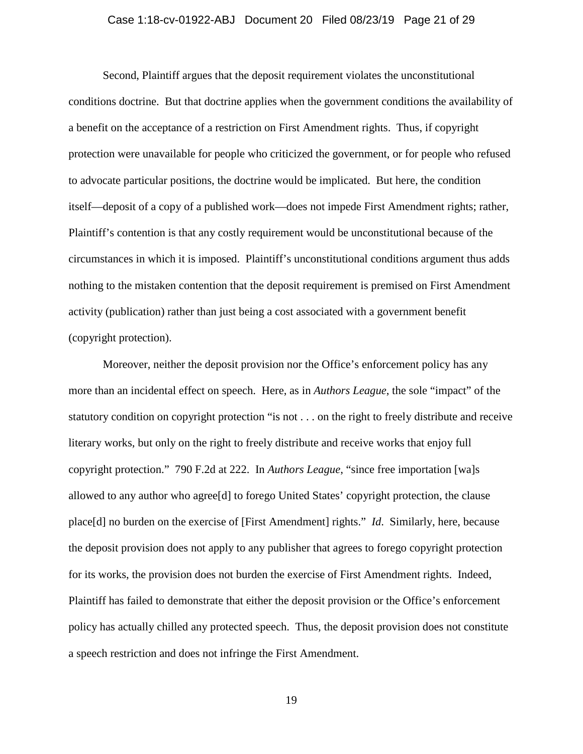Second, Plaintiff argues that the deposit requirement violates the unconstitutional conditions doctrine. But that doctrine applies when the government conditions the availability of a benefit on the acceptance of a restriction on First Amendment rights. Thus, if copyright protection were unavailable for people who criticized the government, or for people who refused to advocate particular positions, the doctrine would be implicated. But here, the condition itself—deposit of a copy of a published work—does not impede First Amendment rights; rather, Plaintiff's contention is that any costly requirement would be unconstitutional because of the circumstances in which it is imposed. Plaintiff's unconstitutional conditions argument thus adds nothing to the mistaken contention that the deposit requirement is premised on First Amendment activity (publication) rather than just being a cost associated with a government benefit (copyright protection).

Moreover, neither the deposit provision nor the Office's enforcement policy has any more than an incidental effect on speech. Here, as in *Authors League*, the sole "impact" of the statutory condition on copyright protection "is not . . . on the right to freely distribute and receive literary works, but only on the right to freely distribute and receive works that enjoy full copyright protection." 790 F.2d at 222. In *Authors League*, "since free importation [wa]s allowed to any author who agree[d] to forego United States' copyright protection, the clause place[d] no burden on the exercise of [First Amendment] rights." *Id*. Similarly, here, because the deposit provision does not apply to any publisher that agrees to forego copyright protection for its works, the provision does not burden the exercise of First Amendment rights. Indeed, Plaintiff has failed to demonstrate that either the deposit provision or the Office's enforcement policy has actually chilled any protected speech. Thus, the deposit provision does not constitute a speech restriction and does not infringe the First Amendment.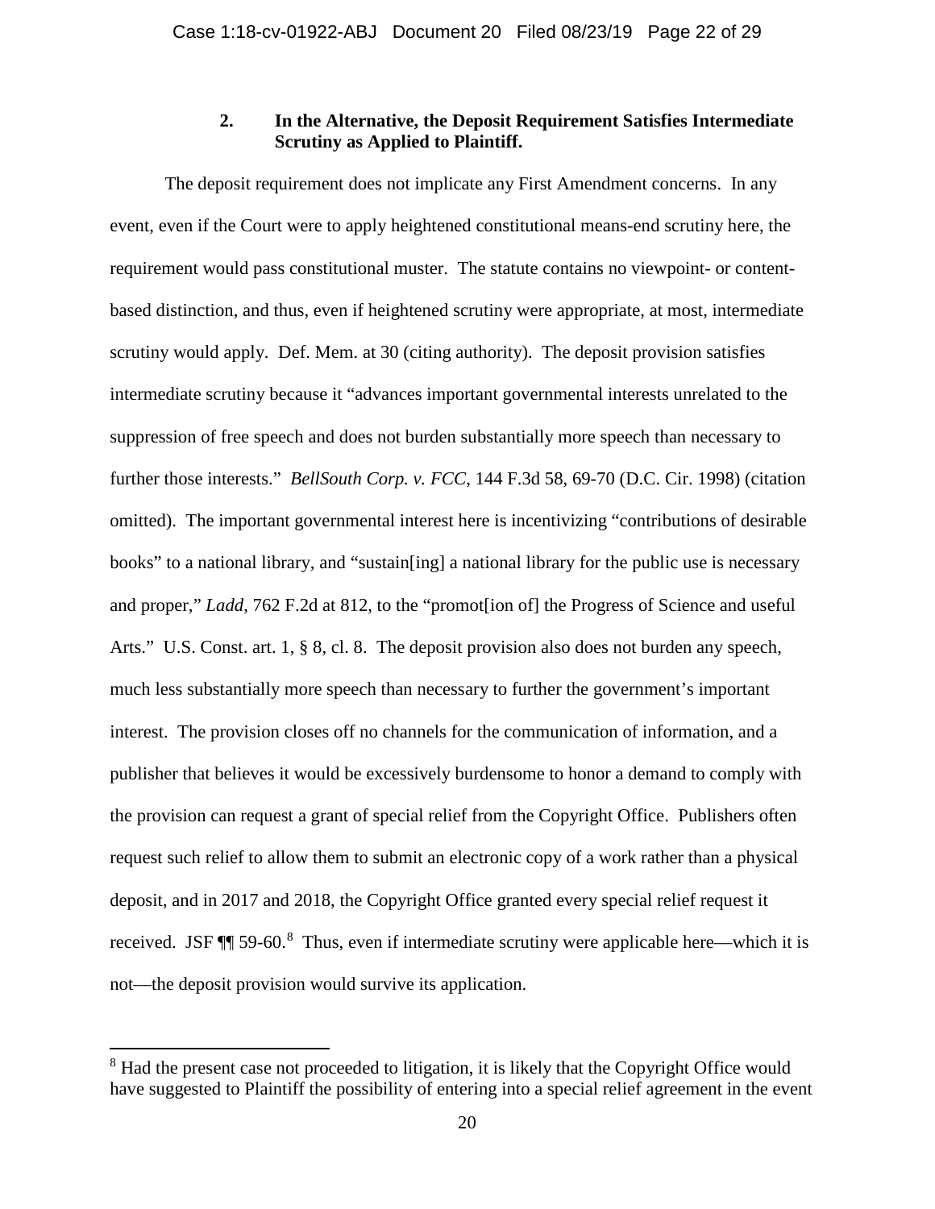### 2. In the Alternative, the Deposit Requirement Satisfies Intermediate Scrutiny as Applied to Plaintiff.

The deposit requirement does not implicate any First Amendment concerns. In any event, even if the Court were to apply heightened constitutional means-end scrutiny here, the requirement would pass constitutional muster. The statute contains no viewpoint- or content-based distinction, and thus, even if heightened scrutiny were appropriate, at most, intermediate scrutiny would apply. Def. Mem. at 30 (citing authority). The deposit provision satisfies intermediate scrutiny because it "advances important governmental interests unrelated to the suppression of free speech and does not burden substantially more speech than necessary to further those interests." *BellSouth Corp. v. FCC*, 144 F.3d 58, 69-70 (D.C. Cir. 1998) (citation omitted). The important governmental interest here is incentivizing "contributions of desirable books" to a national library, and "sustain[ing] a national library for the public use is necessary and proper," *Ladd*, 762 F.2d at 812, to the "promot[ion of] the Progress of Science and useful Arts." U.S. Const. art. 1, § 8, cl. 8. The deposit provision also does not burden any speech, much less substantially more speech than necessary to further the government's important interest. The provision closes off no channels for the communication of information, and a publisher that believes it would be excessively burdensome to honor a demand to comply with the provision can request a grant of special relief from the Copyright Office. Publishers often request such relief to allow them to submit an electronic copy of a work rather than a physical deposit, and in 2017 and 2018, the Copyright Office granted every special relief request it received. JSF ¶¶ 59-60.[8] Thus, even if intermediate scrutiny were applicable here—which it is not—the deposit provision would survive its application.

[8] Had the present case not proceeded to litigation, it is likely that the Copyright Office would have suggested to Plaintiff the possibility of entering into a special relief agreement in the event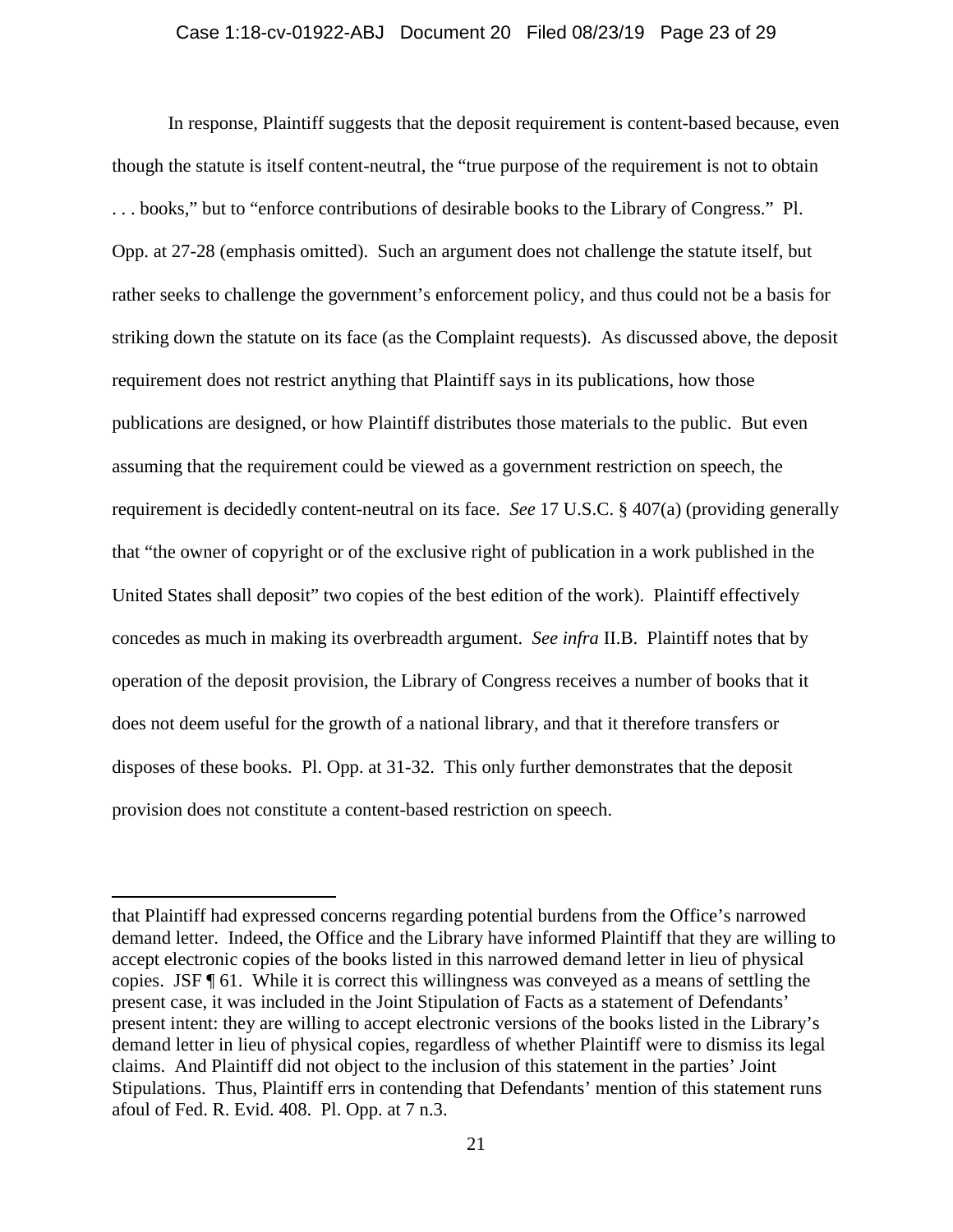In response, Plaintiff suggests that the deposit requirement is content-based because, even though the statute is itself content-neutral, the "true purpose of the requirement is not to obtain . . . books," but to "enforce contributions of desirable books to the Library of Congress." Pl. Opp. at 27-28 (emphasis omitted). Such an argument does not challenge the statute itself, but rather seeks to challenge the government's enforcement policy, and thus could not be a basis for striking down the statute on its face (as the Complaint requests). As discussed above, the deposit requirement does not restrict anything that Plaintiff says in its publications, how those publications are designed, or how Plaintiff distributes those materials to the public. But even assuming that the requirement could be viewed as a government restriction on speech, the requirement is decidedly content-neutral on its face. *See* 17 U.S.C. § 407(a) (providing generally that "the owner of copyright or of the exclusive right of publication in a work published in the United States shall deposit" two copies of the best edition of the work). Plaintiff effectively concedes as much in making its overbreadth argument. *See infra* II.B. Plaintiff notes that by operation of the deposit provision, the Library of Congress receives a number of books that it does not deem useful for the growth of a national library, and that it therefore transfers or disposes of these books. Pl. Opp. at 31-32. This only further demonstrates that the deposit provision does not constitute a content-based restriction on speech.

---

that Plaintiff had expressed concerns regarding potential burdens from the Office's narrowed demand letter. Indeed, the Office and the Library have informed Plaintiff that they are willing to accept electronic copies of the books listed in this narrowed demand letter in lieu of physical copies. JSF ¶ 61. While it is correct this willingness was conveyed as a means of settling the present case, it was included in the Joint Stipulation of Facts as a statement of Defendants' present intent: they are willing to accept electronic versions of the books listed in the Library's demand letter in lieu of physical copies, regardless of whether Plaintiff were to dismiss its legal claims. And Plaintiff did not object to the inclusion of this statement in the parties' Joint Stipulations. Thus, Plaintiff errs in contending that Defendants' mention of this statement runs afoul of Fed. R. Evid. 408. Pl. Opp. at 7 n.3.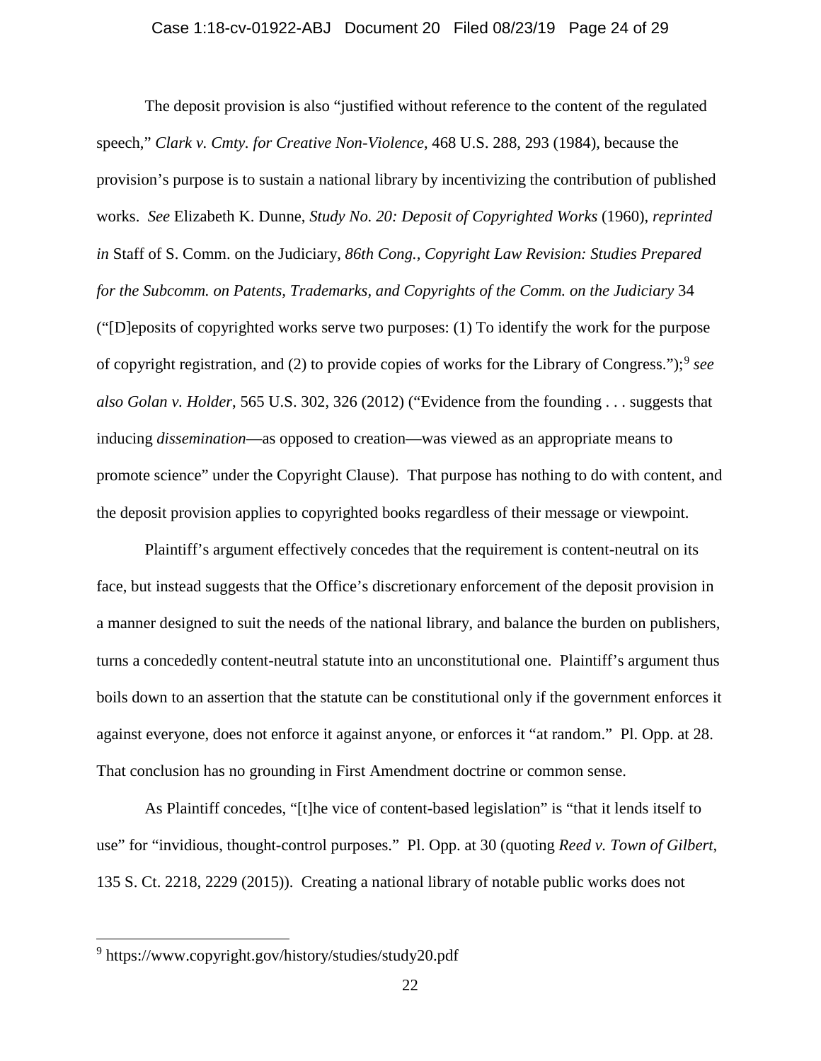The deposit provision is also "justified without reference to the content of the regulated speech," *Clark v. Cmty. for Creative Non-Violence*, 468 U.S. 288, 293 (1984), because the provision's purpose is to sustain a national library by incentivizing the contribution of published works. *See* Elizabeth K. Dunne, *Study No. 20: Deposit of Copyrighted Works* (1960), *reprinted in* Staff of S. Comm. on the Judiciary, *86th Cong., Copyright Law Revision: Studies Prepared for the Subcomm. on Patents, Trademarks, and Copyrights of the Comm. on the Judiciary* 34 ("[D]eposits of copyrighted works serve two purposes: (1) To identify the work for the purpose of copyright registration, and (2) to provide copies of works for the Library of Congress.");[9] *see also Golan v. Holder*, 565 U.S. 302, 326 (2012) ("Evidence from the founding . . . suggests that inducing *dissemination*—as opposed to creation—was viewed as an appropriate means to promote science" under the Copyright Clause). That purpose has nothing to do with content, and the deposit provision applies to copyrighted books regardless of their message or viewpoint.

Plaintiff's argument effectively concedes that the requirement is content-neutral on its face, but instead suggests that the Office's discretionary enforcement of the deposit provision in a manner designed to suit the needs of the national library, and balance the burden on publishers, turns a concededly content-neutral statute into an unconstitutional one. Plaintiff's argument thus boils down to an assertion that the statute can be constitutional only if the government enforces it against everyone, does not enforce it against anyone, or enforces it "at random." Pl. Opp. at 28. That conclusion has no grounding in First Amendment doctrine or common sense.

As Plaintiff concedes, "[t]he vice of content-based legislation" is "that it lends itself to use" for "invidious, thought-control purposes." Pl. Opp. at 30 (quoting *Reed v. Town of Gilbert*, 135 S. Ct. 2218, 2229 (2015)). Creating a national library of notable public works does not

---

[9] https://www.copyright.gov/history/studies/study20.pdf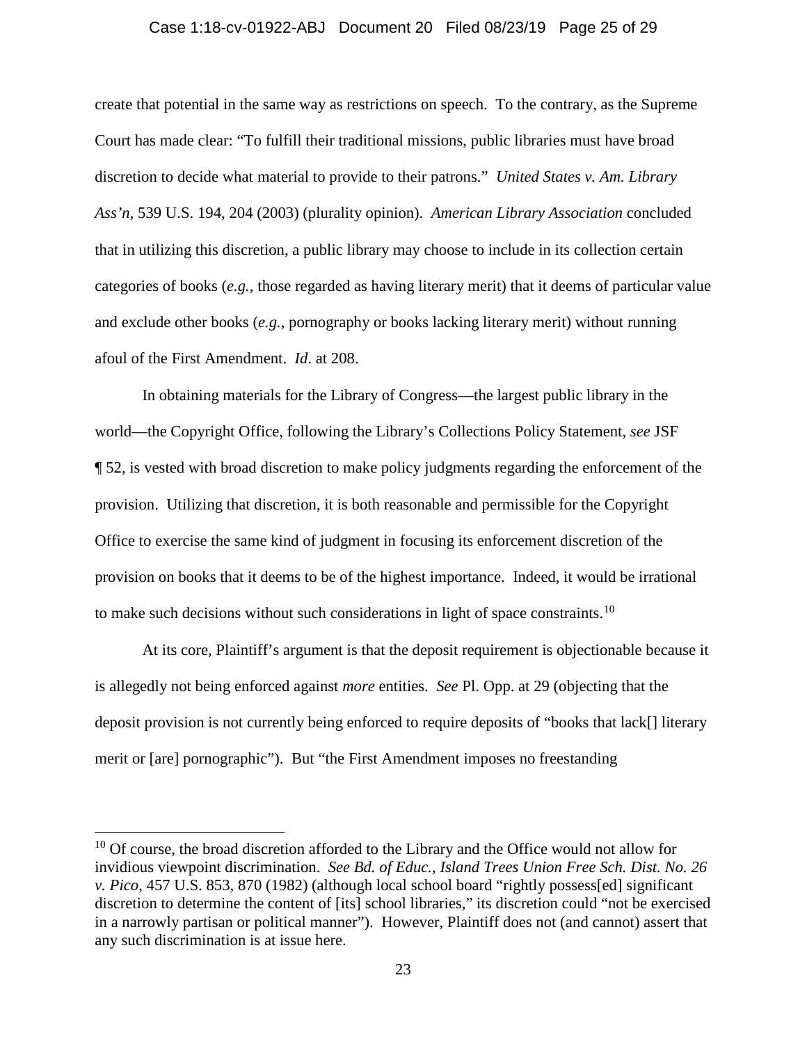create that potential in the same way as restrictions on speech. To the contrary, as the Supreme Court has made clear: "To fulfill their traditional missions, public libraries must have broad discretion to decide what material to provide to their patrons." *United States v. Am. Library Ass'n*, 539 U.S. 194, 204 (2003) (plurality opinion). *American Library Association* concluded that in utilizing this discretion, a public library may choose to include in its collection certain categories of books (*e.g.*, those regarded as having literary merit) that it deems of particular value and exclude other books (*e.g.*, pornography or books lacking literary merit) without running afoul of the First Amendment. *Id*. at 208.

In obtaining materials for the Library of Congress—the largest public library in the world—the Copyright Office, following the Library's Collections Policy Statement, *see* JSF ¶ 52, is vested with broad discretion to make policy judgments regarding the enforcement of the provision. Utilizing that discretion, it is both reasonable and permissible for the Copyright Office to exercise the same kind of judgment in focusing its enforcement discretion of the provision on books that it deems to be of the highest importance. Indeed, it would be irrational to make such decisions without such considerations in light of space constraints.[10]

At its core, Plaintiff's argument is that the deposit requirement is objectionable because it is allegedly not being enforced against *more* entities. *See* Pl. Opp. at 29 (objecting that the deposit provision is not currently being enforced to require deposits of "books that lack[] literary merit or [are] pornographic"). But "the First Amendment imposes no freestanding

---

[10] Of course, the broad discretion afforded to the Library and the Office would not allow for invidious viewpoint discrimination. *See Bd. of Educ., Island Trees Union Free Sch. Dist. No. 26 v. Pico*, 457 U.S. 853, 870 (1982) (although local school board "rightly possess[ed] significant discretion to determine the content of [its] school libraries," its discretion could "not be exercised in a narrowly partisan or political manner"). However, Plaintiff does not (and cannot) assert that any such discrimination is at issue here.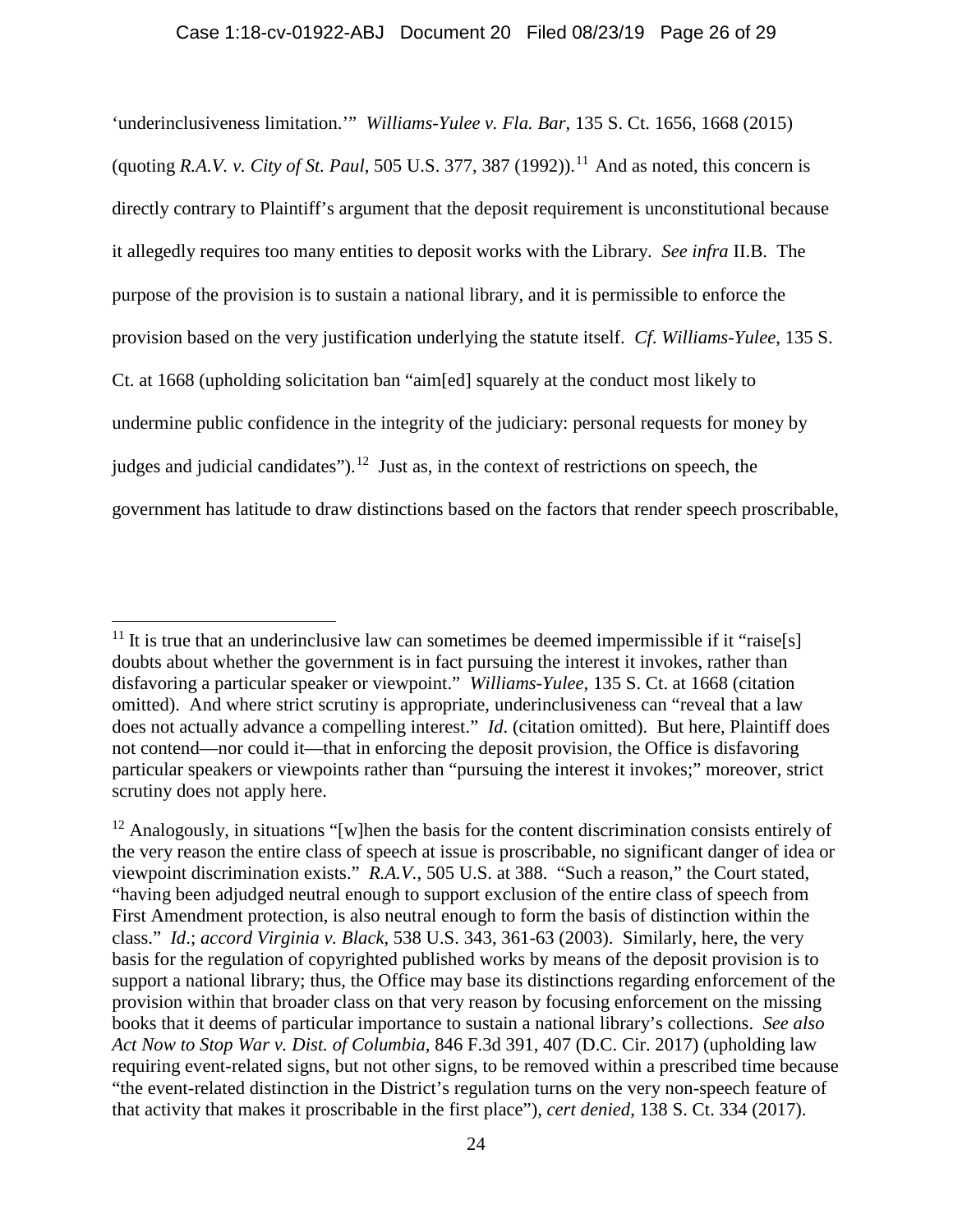'underinclusiveness limitation.'" *Williams-Yulee v. Fla. Bar*, 135 S. Ct. 1656, 1668 (2015) (quoting *R.A.V. v. City of St. Paul*, 505 U.S. 377, 387 (1992)).[11] And as noted, this concern is directly contrary to Plaintiff's argument that the deposit requirement is unconstitutional because it allegedly requires too many entities to deposit works with the Library. *See infra* II.B. The purpose of the provision is to sustain a national library, and it is permissible to enforce the provision based on the very justification underlying the statute itself. *Cf*. *Williams-Yulee*, 135 S. Ct. at 1668 (upholding solicitation ban "aim[ed] squarely at the conduct most likely to undermine public confidence in the integrity of the judiciary: personal requests for money by judges and judicial candidates").[12] Just as, in the context of restrictions on speech, the government has latitude to draw distinctions based on the factors that render speech proscribable,

---

[11] It is true that an underinclusive law can sometimes be deemed impermissible if it "raise[s] doubts about whether the government is in fact pursuing the interest it invokes, rather than disfavoring a particular speaker or viewpoint." *Williams-Yulee*, 135 S. Ct. at 1668 (citation omitted). And where strict scrutiny is appropriate, underinclusiveness can "reveal that a law does not actually advance a compelling interest." *Id*. (citation omitted). But here, Plaintiff does not contend—nor could it—that in enforcing the deposit provision, the Office is disfavoring particular speakers or viewpoints rather than "pursuing the interest it invokes;" moreover, strict scrutiny does not apply here.

[12] Analogously, in situations "[w]hen the basis for the content discrimination consists entirely of the very reason the entire class of speech at issue is proscribable, no significant danger of idea or viewpoint discrimination exists." *R.A.V.*, 505 U.S. at 388. "Such a reason," the Court stated, "having been adjudged neutral enough to support exclusion of the entire class of speech from First Amendment protection, is also neutral enough to form the basis of distinction within the class." *Id*.; *accord Virginia v. Black*, 538 U.S. 343, 361-63 (2003). Similarly, here, the very basis for the regulation of copyrighted published works by means of the deposit provision is to support a national library; thus, the Office may base its distinctions regarding enforcement of the provision within that broader class on that very reason by focusing enforcement on the missing books that it deems of particular importance to sustain a national library's collections. *See also Act Now to Stop War v. Dist. of Columbia*, 846 F.3d 391, 407 (D.C. Cir. 2017) (upholding law requiring event-related signs, but not other signs, to be removed within a prescribed time because "the event-related distinction in the District's regulation turns on the very non-speech feature of that activity that makes it proscribable in the first place"), *cert denied*, 138 S. Ct. 334 (2017).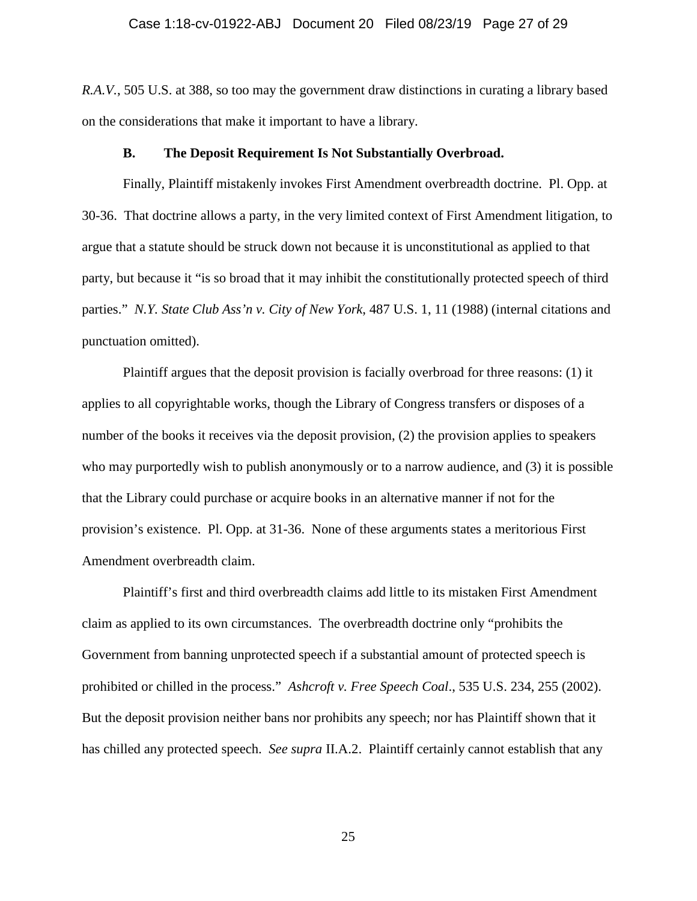*R.A.V.*, 505 U.S. at 388, so too may the government draw distinctions in curating a library based on the considerations that make it important to have a library.

### B. The Deposit Requirement Is Not Substantially Overbroad.

Finally, Plaintiff mistakenly invokes First Amendment overbreadth doctrine. Pl. Opp. at 30-36. That doctrine allows a party, in the very limited context of First Amendment litigation, to argue that a statute should be struck down not because it is unconstitutional as applied to that party, but because it "is so broad that it may inhibit the constitutionally protected speech of third parties." *N.Y. State Club Ass'n v. City of New York*, 487 U.S. 1, 11 (1988) (internal citations and punctuation omitted).

Plaintiff argues that the deposit provision is facially overbroad for three reasons: (1) it applies to all copyrightable works, though the Library of Congress transfers or disposes of a number of the books it receives via the deposit provision, (2) the provision applies to speakers who may purportedly wish to publish anonymously or to a narrow audience, and (3) it is possible that the Library could purchase or acquire books in an alternative manner if not for the provision's existence. Pl. Opp. at 31-36. None of these arguments states a meritorious First Amendment overbreadth claim.

Plaintiff's first and third overbreadth claims add little to its mistaken First Amendment claim as applied to its own circumstances. The overbreadth doctrine only "prohibits the Government from banning unprotected speech if a substantial amount of protected speech is prohibited or chilled in the process." *Ashcroft v. Free Speech Coal*., 535 U.S. 234, 255 (2002). But the deposit provision neither bans nor prohibits any speech; nor has Plaintiff shown that it has chilled any protected speech. *See supra* II.A.2. Plaintiff certainly cannot establish that any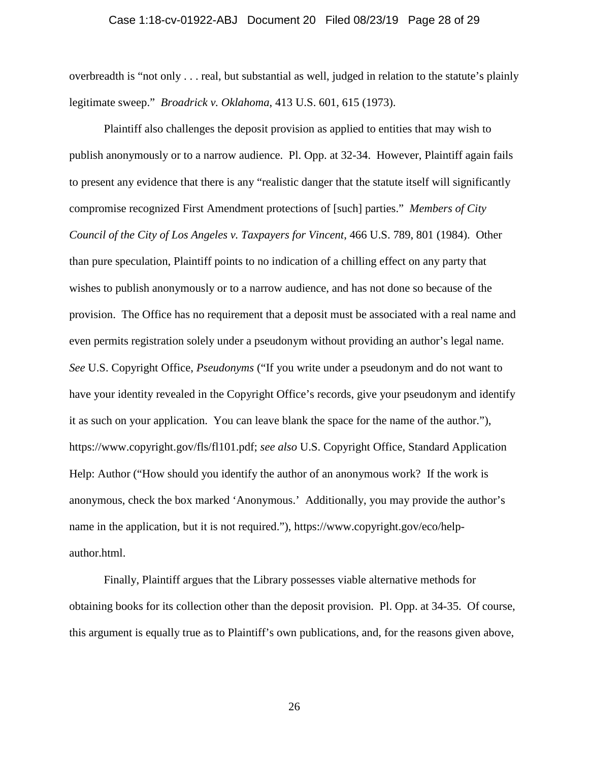overbreadth is "not only . . . real, but substantial as well, judged in relation to the statute's plainly legitimate sweep." *Broadrick v. Oklahoma*, 413 U.S. 601, 615 (1973).

Plaintiff also challenges the deposit provision as applied to entities that may wish to publish anonymously or to a narrow audience. Pl. Opp. at 32-34. However, Plaintiff again fails to present any evidence that there is any "realistic danger that the statute itself will significantly compromise recognized First Amendment protections of [such] parties." *Members of City Council of the City of Los Angeles v. Taxpayers for Vincent*, 466 U.S. 789, 801 (1984). Other than pure speculation, Plaintiff points to no indication of a chilling effect on any party that wishes to publish anonymously or to a narrow audience, and has not done so because of the provision. The Office has no requirement that a deposit must be associated with a real name and even permits registration solely under a pseudonym without providing an author's legal name. *See* U.S. Copyright Office, *Pseudonyms* ("If you write under a pseudonym and do not want to have your identity revealed in the Copyright Office's records, give your pseudonym and identify it as such on your application. You can leave blank the space for the name of the author."), https://www.copyright.gov/fls/fl101.pdf; *see also* U.S. Copyright Office, Standard Application Help: Author ("How should you identify the author of an anonymous work? If the work is anonymous, check the box marked 'Anonymous.' Additionally, you may provide the author's name in the application, but it is not required."), https://www.copyright.gov/eco/help-author.html.

Finally, Plaintiff argues that the Library possesses viable alternative methods for obtaining books for its collection other than the deposit provision. Pl. Opp. at 34-35. Of course, this argument is equally true as to Plaintiff's own publications, and, for the reasons given above,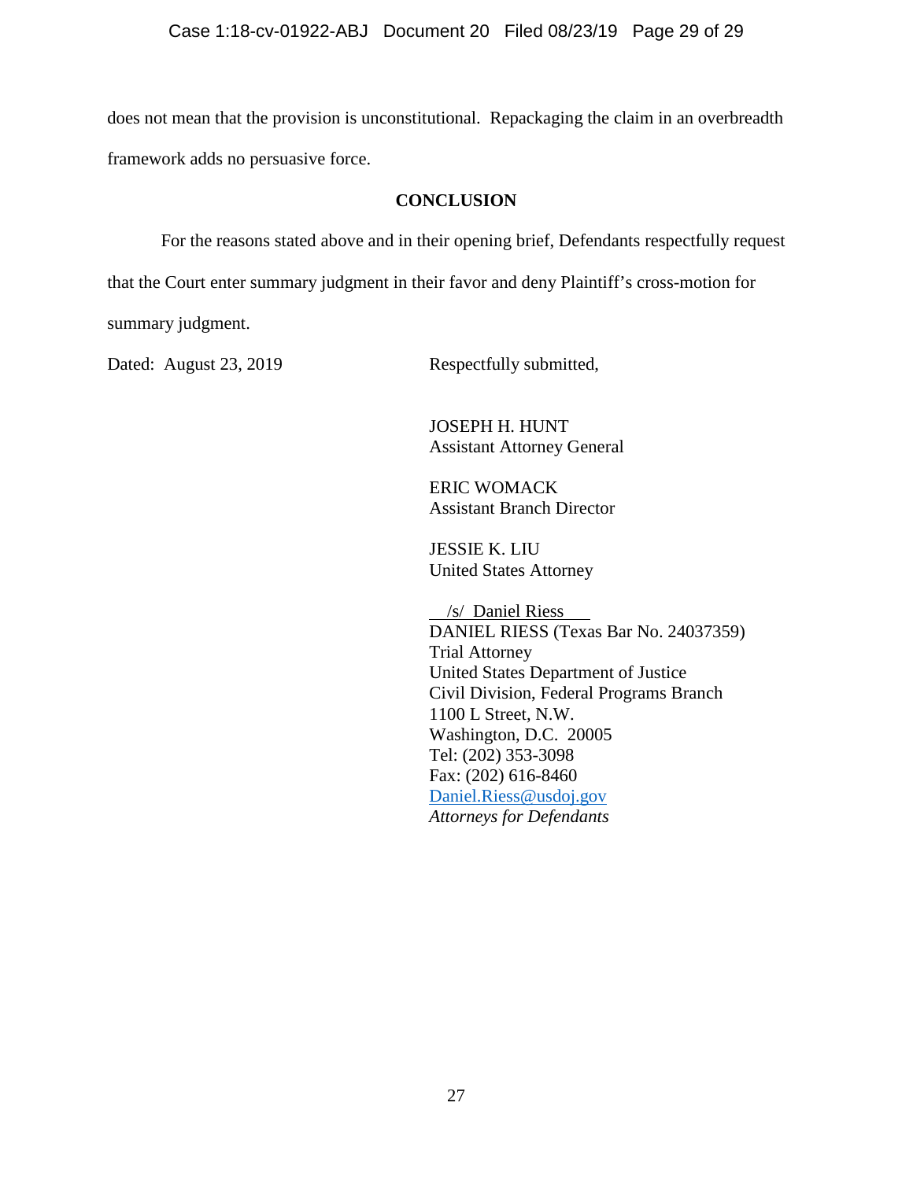does not mean that the provision is unconstitutional. Repackaging the claim in an overbreadth framework adds no persuasive force.

## CONCLUSION

For the reasons stated above and in their opening brief, Defendants respectfully request that the Court enter summary judgment in their favor and deny Plaintiff's cross-motion for summary judgment.

Dated: August 23, 2019

Respectfully submitted,

JOSEPH H. HUNT
Assistant Attorney General

ERIC WOMACK
Assistant Branch Director

JESSIE K. LIU
United States Attorney

/s/ Daniel Riess
DANIEL RIESS (Texas Bar No. 24037359)
Trial Attorney
United States Department of Justice
Civil Division, Federal Programs Branch
1100 L Street, N.W.
Washington, D.C. 20005
Tel: (202) 353-3098
Fax: (202) 616-8460
Daniel.Riess@usdoj.gov
*Attorneys for Defendants*